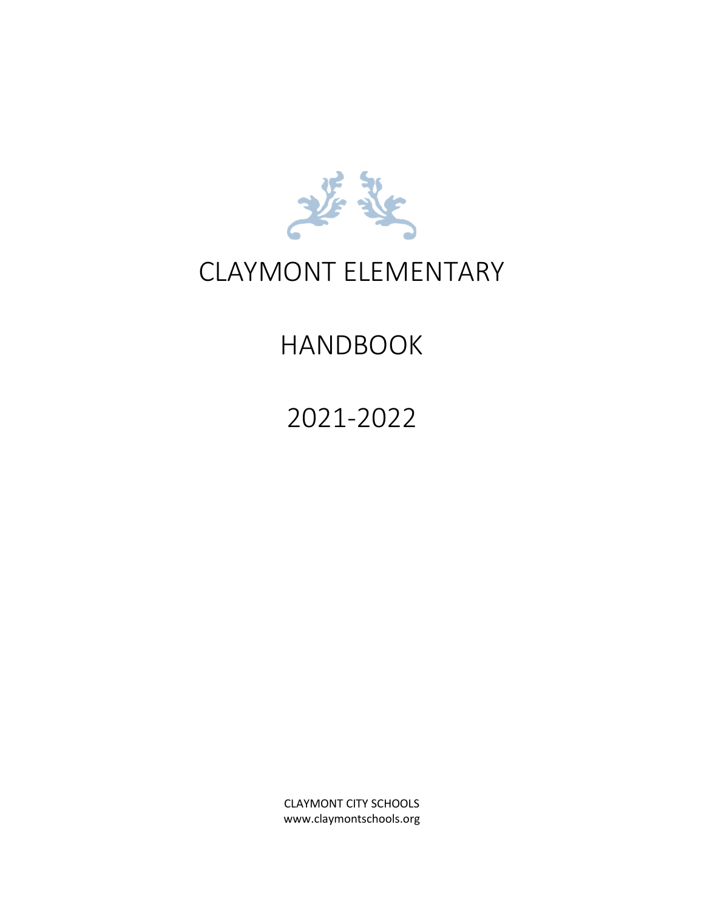# CLAYMONT ELEMENTARY

# HANDBOOK

# 2021-2022

CLAYMONT CITY SCHOOLS
www.claymontschools.org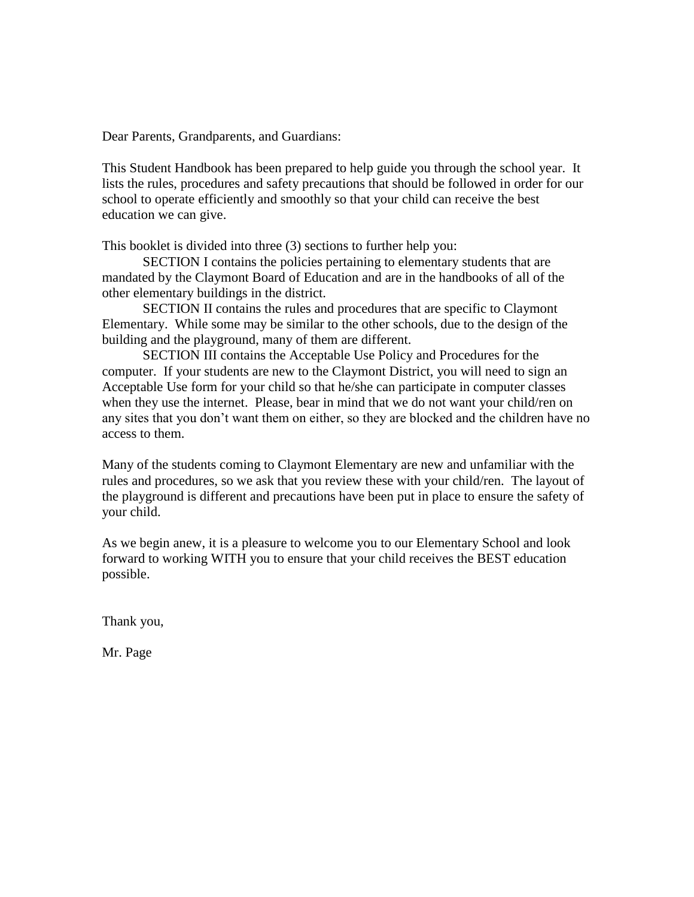Dear Parents, Grandparents, and Guardians:

This Student Handbook has been prepared to help guide you through the school year. It lists the rules, procedures and safety precautions that should be followed in order for our school to operate efficiently and smoothly so that your child can receive the best education we can give.

This booklet is divided into three (3) sections to further help you:

SECTION I contains the policies pertaining to elementary students that are mandated by the Claymont Board of Education and are in the handbooks of all of the other elementary buildings in the district.

SECTION II contains the rules and procedures that are specific to Claymont Elementary. While some may be similar to the other schools, due to the design of the building and the playground, many of them are different.

SECTION III contains the Acceptable Use Policy and Procedures for the computer. If your students are new to the Claymont District, you will need to sign an Acceptable Use form for your child so that he/she can participate in computer classes when they use the internet. Please, bear in mind that we do not want your child/ren on any sites that you don't want them on either, so they are blocked and the children have no access to them.

Many of the students coming to Claymont Elementary are new and unfamiliar with the rules and procedures, so we ask that you review these with your child/ren. The layout of the playground is different and precautions have been put in place to ensure the safety of your child.

As we begin anew, it is a pleasure to welcome you to our Elementary School and look forward to working WITH you to ensure that your child receives the BEST education possible.

Thank you,

Mr. Page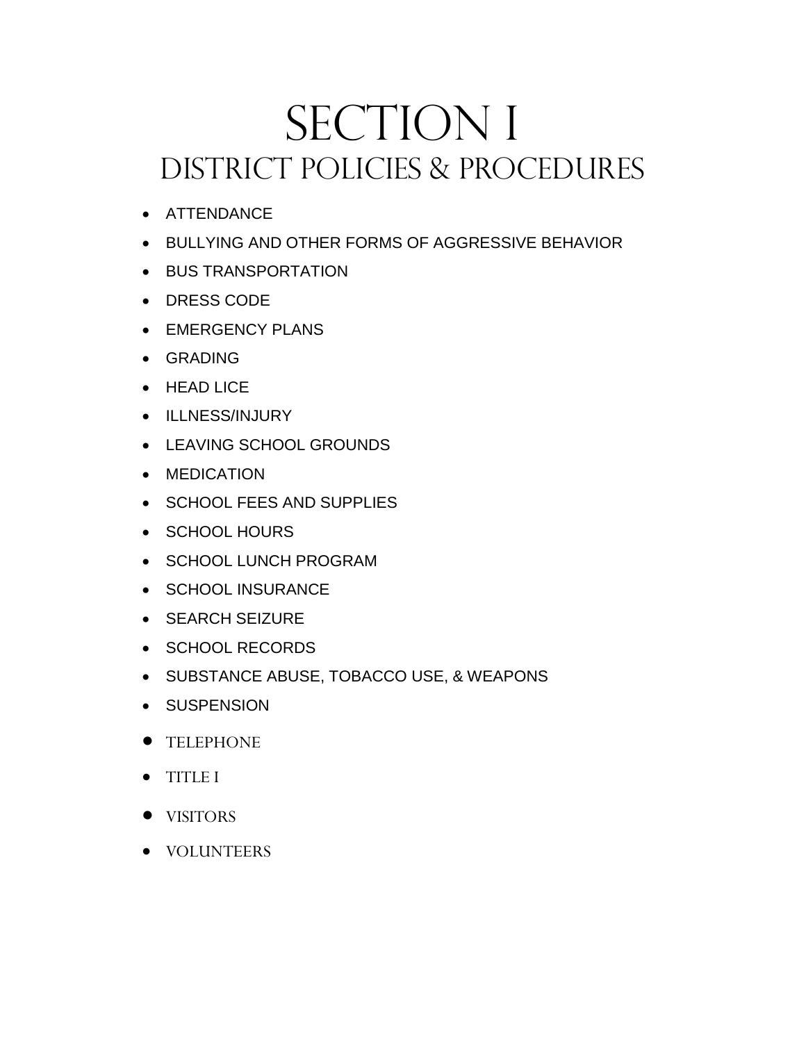# SECTION I
## DISTRICT POLICIES & PROCEDURES

- ATTENDANCE
- BULLYING AND OTHER FORMS OF AGGRESSIVE BEHAVIOR
- BUS TRANSPORTATION
- DRESS CODE
- EMERGENCY PLANS
- GRADING
- HEAD LICE
- ILLNESS/INJURY
- LEAVING SCHOOL GROUNDS
- MEDICATION
- SCHOOL FEES AND SUPPLIES
- SCHOOL HOURS
- SCHOOL LUNCH PROGRAM
- SCHOOL INSURANCE
- SEARCH SEIZURE
- SCHOOL RECORDS
- SUBSTANCE ABUSE, TOBACCO USE, & WEAPONS
- SUSPENSION
- TELEPHONE
- TITLE I
- VISITORS
- VOLUNTEERS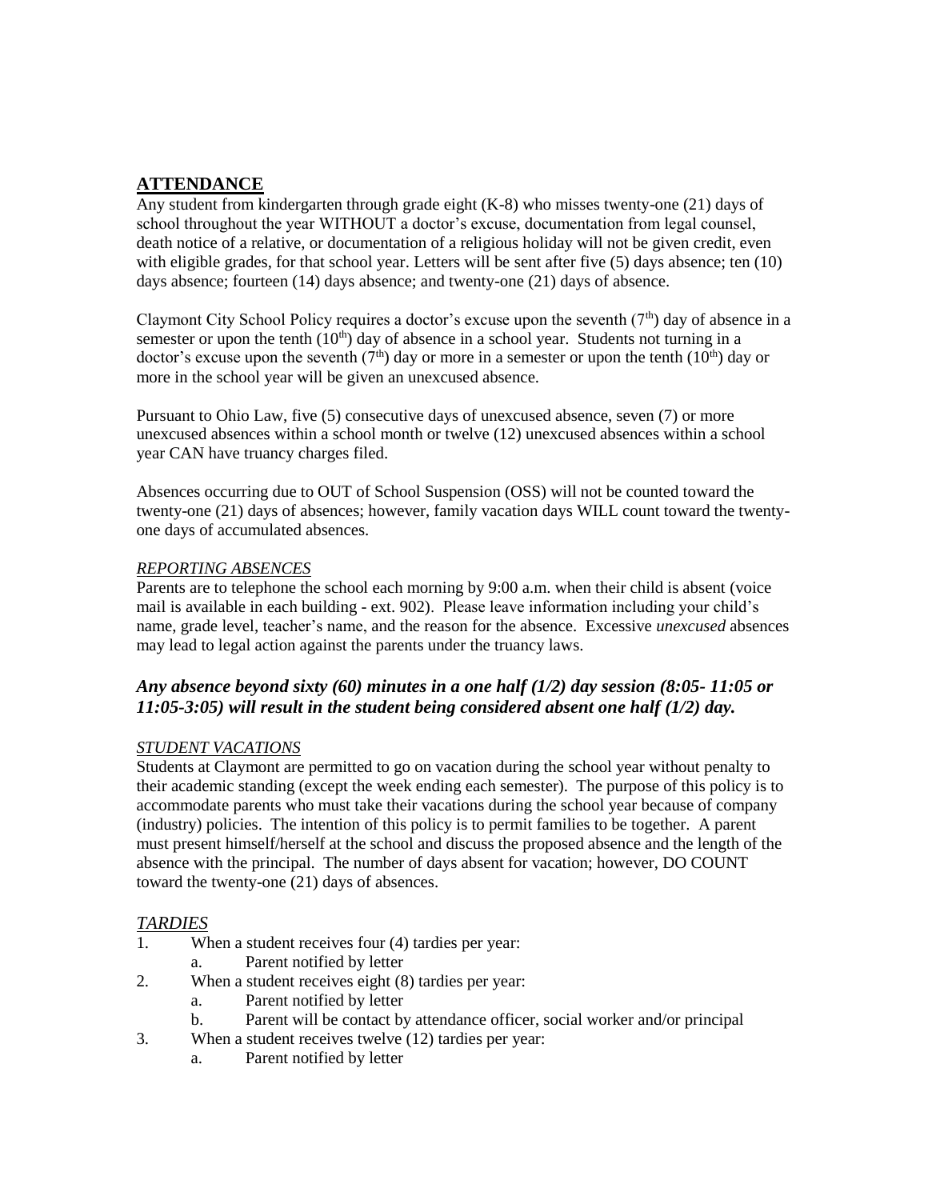## ATTENDANCE

Any student from kindergarten through grade eight (K-8) who misses twenty-one (21) days of school throughout the year WITHOUT a doctor's excuse, documentation from legal counsel, death notice of a relative, or documentation of a religious holiday will not be given credit, even with eligible grades, for that school year. Letters will be sent after five (5) days absence; ten (10) days absence; fourteen (14) days absence; and twenty-one (21) days of absence.

Claymont City School Policy requires a doctor's excuse upon the seventh (7th) day of absence in a semester or upon the tenth (10th) day of absence in a school year. Students not turning in a doctor's excuse upon the seventh (7th) day or more in a semester or upon the tenth (10th) day or more in the school year will be given an unexcused absence.

Pursuant to Ohio Law, five (5) consecutive days of unexcused absence, seven (7) or more unexcused absences within a school month or twelve (12) unexcused absences within a school year CAN have truancy charges filed.

Absences occurring due to OUT of School Suspension (OSS) will not be counted toward the twenty-one (21) days of absences; however, family vacation days WILL count toward the twenty-one days of accumulated absences.

### *REPORTING ABSENCES*

Parents are to telephone the school each morning by 9:00 a.m. when their child is absent (voice mail is available in each building - ext. 902). Please leave information including your child's name, grade level, teacher's name, and the reason for the absence. Excessive *unexcused* absences may lead to legal action against the parents under the truancy laws.

***Any absence beyond sixty (60) minutes in a one half (1/2) day session (8:05- 11:05 or 11:05-3:05) will result in the student being considered absent one half (1/2) day.***

### *STUDENT VACATIONS*

Students at Claymont are permitted to go on vacation during the school year without penalty to their academic standing (except the week ending each semester). The purpose of this policy is to accommodate parents who must take their vacations during the school year because of company (industry) policies. The intention of this policy is to permit families to be together. A parent must present himself/herself at the school and discuss the proposed absence and the length of the absence with the principal. The number of days absent for vacation; however, DO COUNT toward the twenty-one (21) days of absences.

### *TARDIES*

1. When a student receives four (4) tardies per year:
   a. Parent notified by letter
2. When a student receives eight (8) tardies per year:
   a. Parent notified by letter
   b. Parent will be contact by attendance officer, social worker and/or principal
3. When a student receives twelve (12) tardies per year:
   a. Parent notified by letter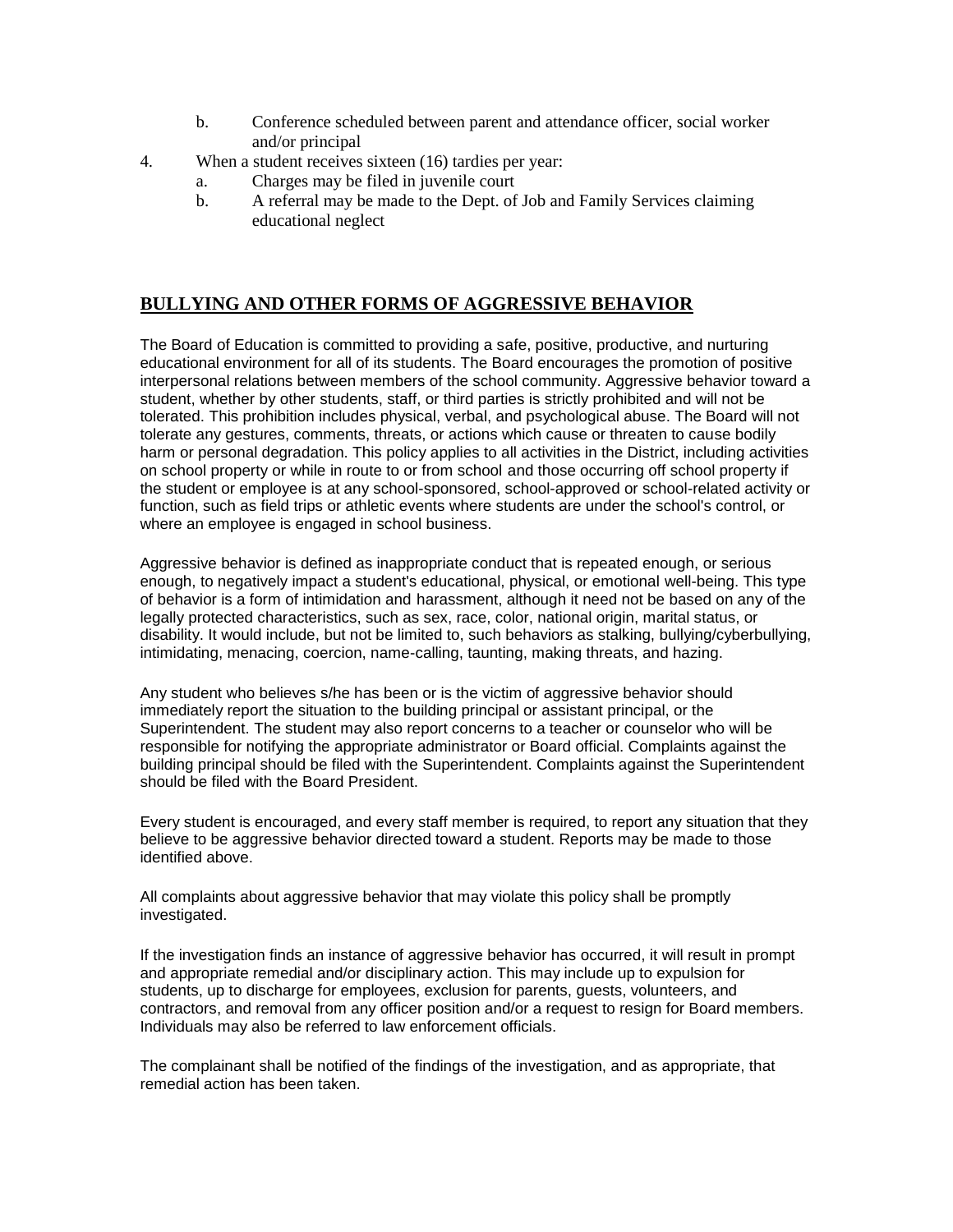b. Conference scheduled between parent and attendance officer, social worker and/or principal

4. When a student receives sixteen (16) tardies per year:
   a. Charges may be filed in juvenile court
   b. A referral may be made to the Dept. of Job and Family Services claiming educational neglect

## BULLYING AND OTHER FORMS OF AGGRESSIVE BEHAVIOR

The Board of Education is committed to providing a safe, positive, productive, and nurturing educational environment for all of its students. The Board encourages the promotion of positive interpersonal relations between members of the school community. Aggressive behavior toward a student, whether by other students, staff, or third parties is strictly prohibited and will not be tolerated. This prohibition includes physical, verbal, and psychological abuse. The Board will not tolerate any gestures, comments, threats, or actions which cause or threaten to cause bodily harm or personal degradation. This policy applies to all activities in the District, including activities on school property or while in route to or from school and those occurring off school property if the student or employee is at any school-sponsored, school-approved or school-related activity or function, such as field trips or athletic events where students are under the school's control, or where an employee is engaged in school business.

Aggressive behavior is defined as inappropriate conduct that is repeated enough, or serious enough, to negatively impact a student's educational, physical, or emotional well-being. This type of behavior is a form of intimidation and harassment, although it need not be based on any of the legally protected characteristics, such as sex, race, color, national origin, marital status, or disability. It would include, but not be limited to, such behaviors as stalking, bullying/cyberbullying, intimidating, menacing, coercion, name-calling, taunting, making threats, and hazing.

Any student who believes s/he has been or is the victim of aggressive behavior should immediately report the situation to the building principal or assistant principal, or the Superintendent. The student may also report concerns to a teacher or counselor who will be responsible for notifying the appropriate administrator or Board official. Complaints against the building principal should be filed with the Superintendent. Complaints against the Superintendent should be filed with the Board President.

Every student is encouraged, and every staff member is required, to report any situation that they believe to be aggressive behavior directed toward a student. Reports may be made to those identified above.

All complaints about aggressive behavior that may violate this policy shall be promptly investigated.

If the investigation finds an instance of aggressive behavior has occurred, it will result in prompt and appropriate remedial and/or disciplinary action. This may include up to expulsion for students, up to discharge for employees, exclusion for parents, guests, volunteers, and contractors, and removal from any officer position and/or a request to resign for Board members. Individuals may also be referred to law enforcement officials.

The complainant shall be notified of the findings of the investigation, and as appropriate, that remedial action has been taken.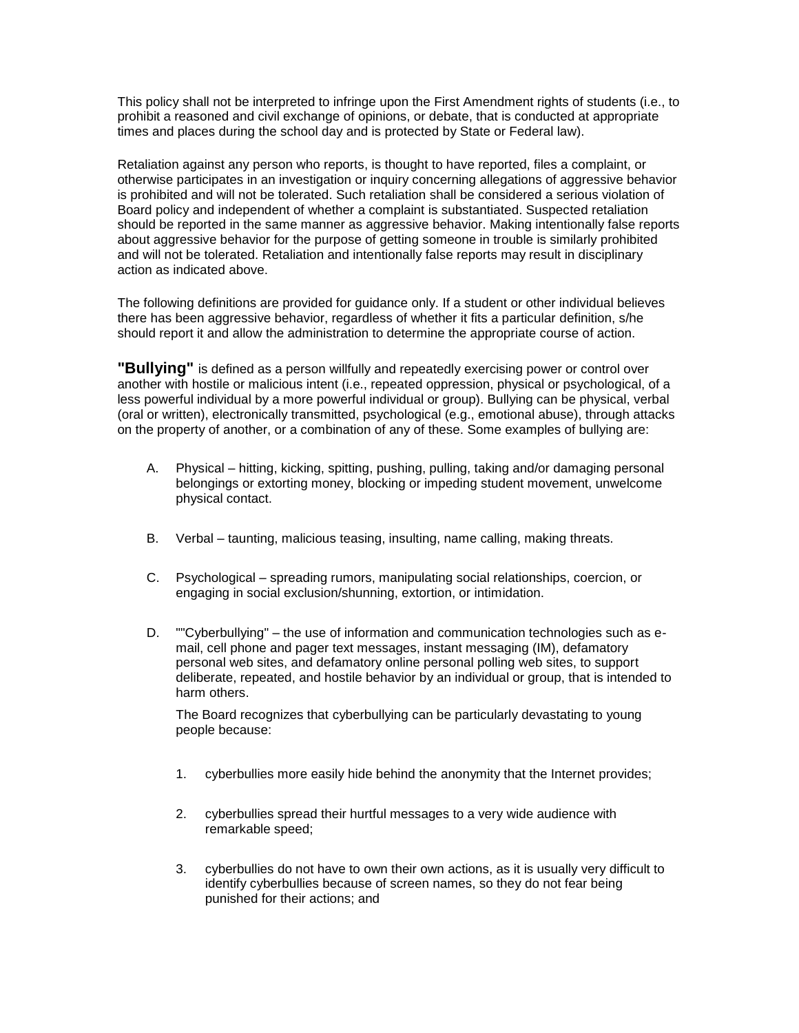This policy shall not be interpreted to infringe upon the First Amendment rights of students (i.e., to prohibit a reasoned and civil exchange of opinions, or debate, that is conducted at appropriate times and places during the school day and is protected by State or Federal law).

Retaliation against any person who reports, is thought to have reported, files a complaint, or otherwise participates in an investigation or inquiry concerning allegations of aggressive behavior is prohibited and will not be tolerated. Such retaliation shall be considered a serious violation of Board policy and independent of whether a complaint is substantiated. Suspected retaliation should be reported in the same manner as aggressive behavior. Making intentionally false reports about aggressive behavior for the purpose of getting someone in trouble is similarly prohibited and will not be tolerated. Retaliation and intentionally false reports may result in disciplinary action as indicated above.

The following definitions are provided for guidance only. If a student or other individual believes there has been aggressive behavior, regardless of whether it fits a particular definition, s/he should report it and allow the administration to determine the appropriate course of action.

**"Bullying"** is defined as a person willfully and repeatedly exercising power or control over another with hostile or malicious intent (i.e., repeated oppression, physical or psychological, of a less powerful individual by a more powerful individual or group). Bullying can be physical, verbal (oral or written), electronically transmitted, psychological (e.g., emotional abuse), through attacks on the property of another, or a combination of any of these. Some examples of bullying are:

A. Physical – hitting, kicking, spitting, pushing, pulling, taking and/or damaging personal belongings or extorting money, blocking or impeding student movement, unwelcome physical contact.

B. Verbal – taunting, malicious teasing, insulting, name calling, making threats.

C. Psychological – spreading rumors, manipulating social relationships, coercion, or engaging in social exclusion/shunning, extortion, or intimidation.

D. ""Cyberbullying" – the use of information and communication technologies such as e-mail, cell phone and pager text messages, instant messaging (IM), defamatory personal web sites, and defamatory online personal polling web sites, to support deliberate, repeated, and hostile behavior by an individual or group, that is intended to harm others.

   The Board recognizes that cyberbullying can be particularly devastating to young people because:

   1. cyberbullies more easily hide behind the anonymity that the Internet provides;

   2. cyberbullies spread their hurtful messages to a very wide audience with remarkable speed;

   3. cyberbullies do not have to own their own actions, as it is usually very difficult to identify cyberbullies because of screen names, so they do not fear being punished for their actions; and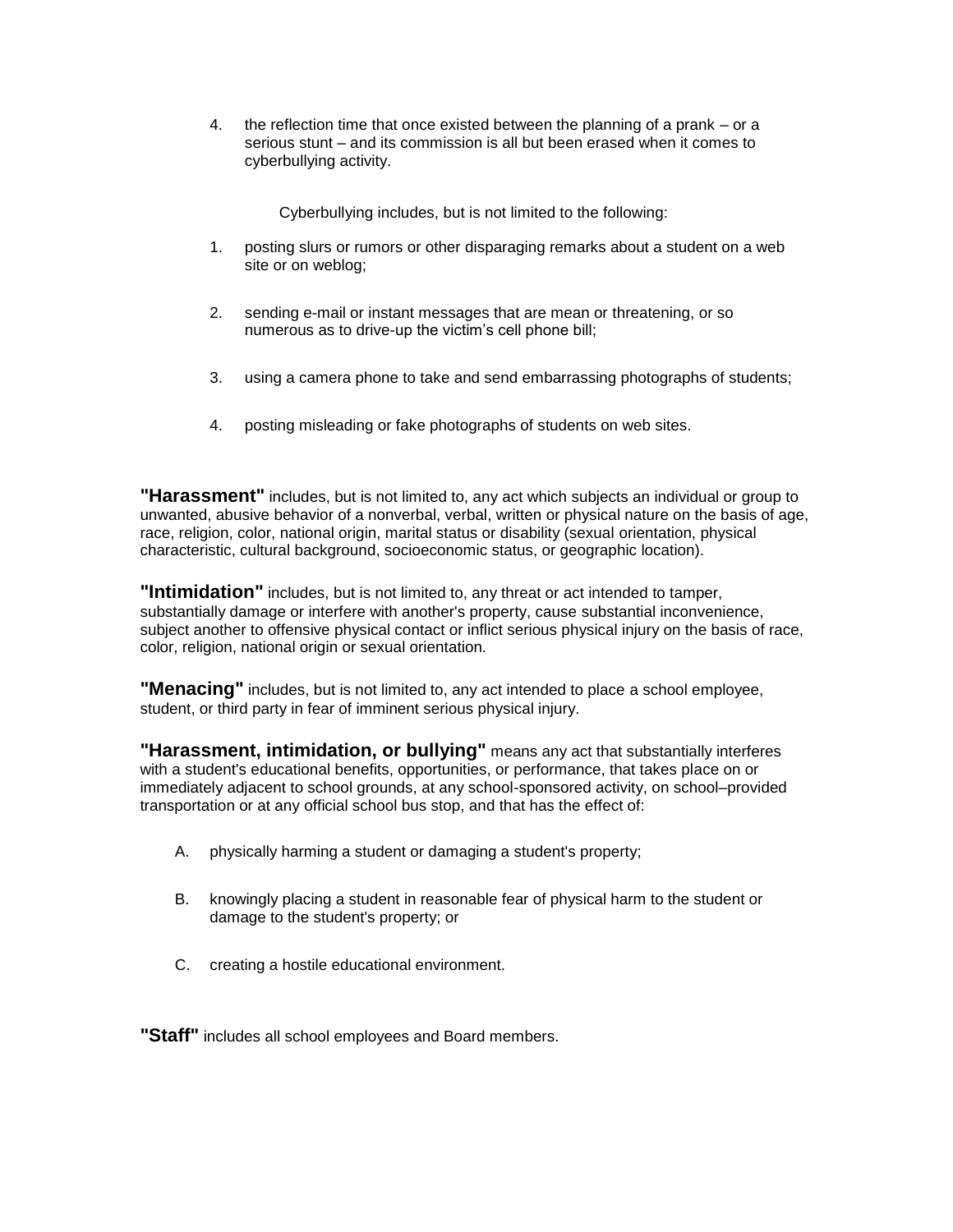4. the reflection time that once existed between the planning of a prank – or a serious stunt – and its commission is all but been erased when it comes to cyberbullying activity.

Cyberbullying includes, but is not limited to the following:

1. posting slurs or rumors or other disparaging remarks about a student on a web site or on weblog;

2. sending e-mail or instant messages that are mean or threatening, or so numerous as to drive-up the victim's cell phone bill;

3. using a camera phone to take and send embarrassing photographs of students;

4. posting misleading or fake photographs of students on web sites.

**"Harassment"** includes, but is not limited to, any act which subjects an individual or group to unwanted, abusive behavior of a nonverbal, verbal, written or physical nature on the basis of age, race, religion, color, national origin, marital status or disability (sexual orientation, physical characteristic, cultural background, socioeconomic status, or geographic location).

**"Intimidation"** includes, but is not limited to, any threat or act intended to tamper, substantially damage or interfere with another's property, cause substantial inconvenience, subject another to offensive physical contact or inflict serious physical injury on the basis of race, color, religion, national origin or sexual orientation.

**"Menacing"** includes, but is not limited to, any act intended to place a school employee, student, or third party in fear of imminent serious physical injury.

**"Harassment, intimidation, or bullying"** means any act that substantially interferes with a student's educational benefits, opportunities, or performance, that takes place on or immediately adjacent to school grounds, at any school-sponsored activity, on school–provided transportation or at any official school bus stop, and that has the effect of:

A. physically harming a student or damaging a student's property;

B. knowingly placing a student in reasonable fear of physical harm to the student or damage to the student's property; or

C. creating a hostile educational environment.

**"Staff"** includes all school employees and Board members.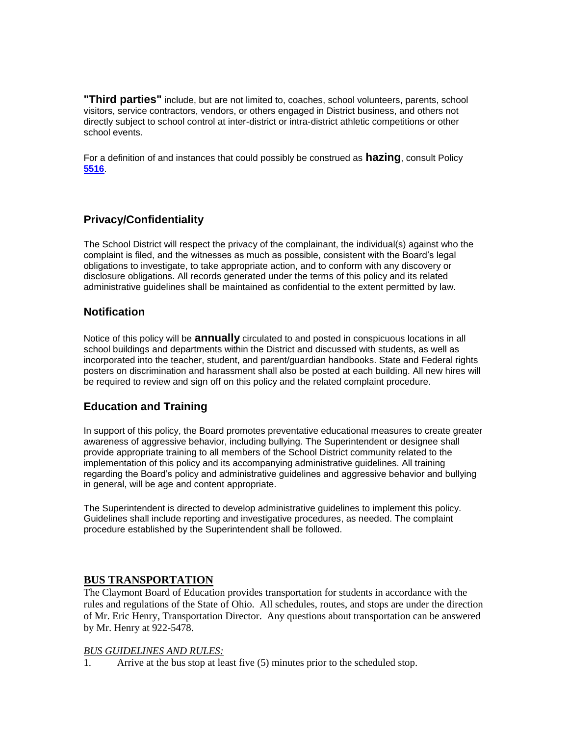**"Third parties"** include, but are not limited to, coaches, school volunteers, parents, school visitors, service contractors, vendors, or others engaged in District business, and others not directly subject to school control at inter-district or intra-district athletic competitions or other school events.

For a definition of and instances that could possibly be construed as **hazing**, consult Policy **5516**.

## Privacy/Confidentiality

The School District will respect the privacy of the complainant, the individual(s) against who the complaint is filed, and the witnesses as much as possible, consistent with the Board's legal obligations to investigate, to take appropriate action, and to conform with any discovery or disclosure obligations. All records generated under the terms of this policy and its related administrative guidelines shall be maintained as confidential to the extent permitted by law.

## Notification

Notice of this policy will be **annually** circulated to and posted in conspicuous locations in all school buildings and departments within the District and discussed with students, as well as incorporated into the teacher, student, and parent/guardian handbooks. State and Federal rights posters on discrimination and harassment shall also be posted at each building. All new hires will be required to review and sign off on this policy and the related complaint procedure.

## Education and Training

In support of this policy, the Board promotes preventative educational measures to create greater awareness of aggressive behavior, including bullying. The Superintendent or designee shall provide appropriate training to all members of the School District community related to the implementation of this policy and its accompanying administrative guidelines. All training regarding the Board's policy and administrative guidelines and aggressive behavior and bullying in general, will be age and content appropriate.

The Superintendent is directed to develop administrative guidelines to implement this policy. Guidelines shall include reporting and investigative procedures, as needed. The complaint procedure established by the Superintendent shall be followed.

## BUS TRANSPORTATION

The Claymont Board of Education provides transportation for students in accordance with the rules and regulations of the State of Ohio. All schedules, routes, and stops are under the direction of Mr. Eric Henry, Transportation Director. Any questions about transportation can be answered by Mr. Henry at 922-5478.

*BUS GUIDELINES AND RULES:*

1. Arrive at the bus stop at least five (5) minutes prior to the scheduled stop.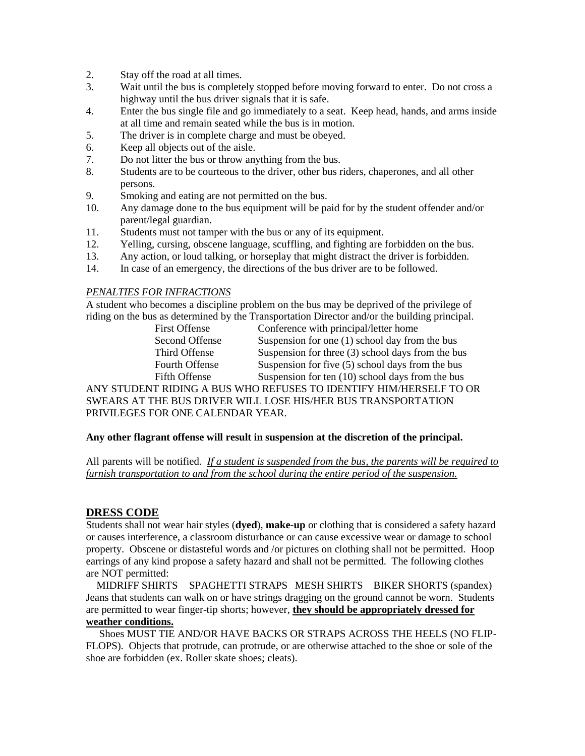2. Stay off the road at all times.
3. Wait until the bus is completely stopped before moving forward to enter. Do not cross a highway until the bus driver signals that it is safe.
4. Enter the bus single file and go immediately to a seat. Keep head, hands, and arms inside at all time and remain seated while the bus is in motion.
5. The driver is in complete charge and must be obeyed.
6. Keep all objects out of the aisle.
7. Do not litter the bus or throw anything from the bus.
8. Students are to be courteous to the driver, other bus riders, chaperones, and all other persons.
9. Smoking and eating are not permitted on the bus.
10. Any damage done to the bus equipment will be paid for by the student offender and/or parent/legal guardian.
11. Students must not tamper with the bus or any of its equipment.
12. Yelling, cursing, obscene language, scuffling, and fighting are forbidden on the bus.
13. Any action, or loud talking, or horseplay that might distract the driver is forbidden.
14. In case of an emergency, the directions of the bus driver are to be followed.

*PENALTIES FOR INFRACTIONS*

A student who becomes a discipline problem on the bus may be deprived of the privilege of riding on the bus as determined by the Transportation Director and/or the building principal.

| | |
|---|---|
| First Offense | Conference with principal/letter home |
| Second Offense | Suspension for one (1) school day from the bus |
| Third Offense | Suspension for three (3) school days from the bus |
| Fourth Offense | Suspension for five (5) school days from the bus |
| Fifth Offense | Suspension for ten (10) school days from the bus |

ANY STUDENT RIDING A BUS WHO REFUSES TO IDENTIFY HIM/HERSELF TO OR SWEARS AT THE BUS DRIVER WILL LOSE HIS/HER BUS TRANSPORTATION PRIVILEGES FOR ONE CALENDAR YEAR.

**Any other flagrant offense will result in suspension at the discretion of the principal.**

All parents will be notified. *If a student is suspended from the bus, the parents will be required to furnish transportation to and from the school during the entire period of the suspension.*

## DRESS CODE

Students shall not wear hair styles (**dyed**), **make-up** or clothing that is considered a safety hazard or causes interference, a classroom disturbance or can cause excessive wear or damage to school property. Obscene or distasteful words and /or pictures on clothing shall not be permitted. Hoop earrings of any kind propose a safety hazard and shall not be permitted. The following clothes are NOT permitted:

MIDRIFF SHIRTS SPAGHETTI STRAPS MESH SHIRTS BIKER SHORTS (spandex) Jeans that students can walk on or have strings dragging on the ground cannot be worn. Students are permitted to wear finger-tip shorts; however, **they should be appropriately dressed for weather conditions.**

Shoes MUST TIE AND/OR HAVE BACKS OR STRAPS ACROSS THE HEELS (NO FLIP-FLOPS). Objects that protrude, can protrude, or are otherwise attached to the shoe or sole of the shoe are forbidden (ex. Roller skate shoes; cleats).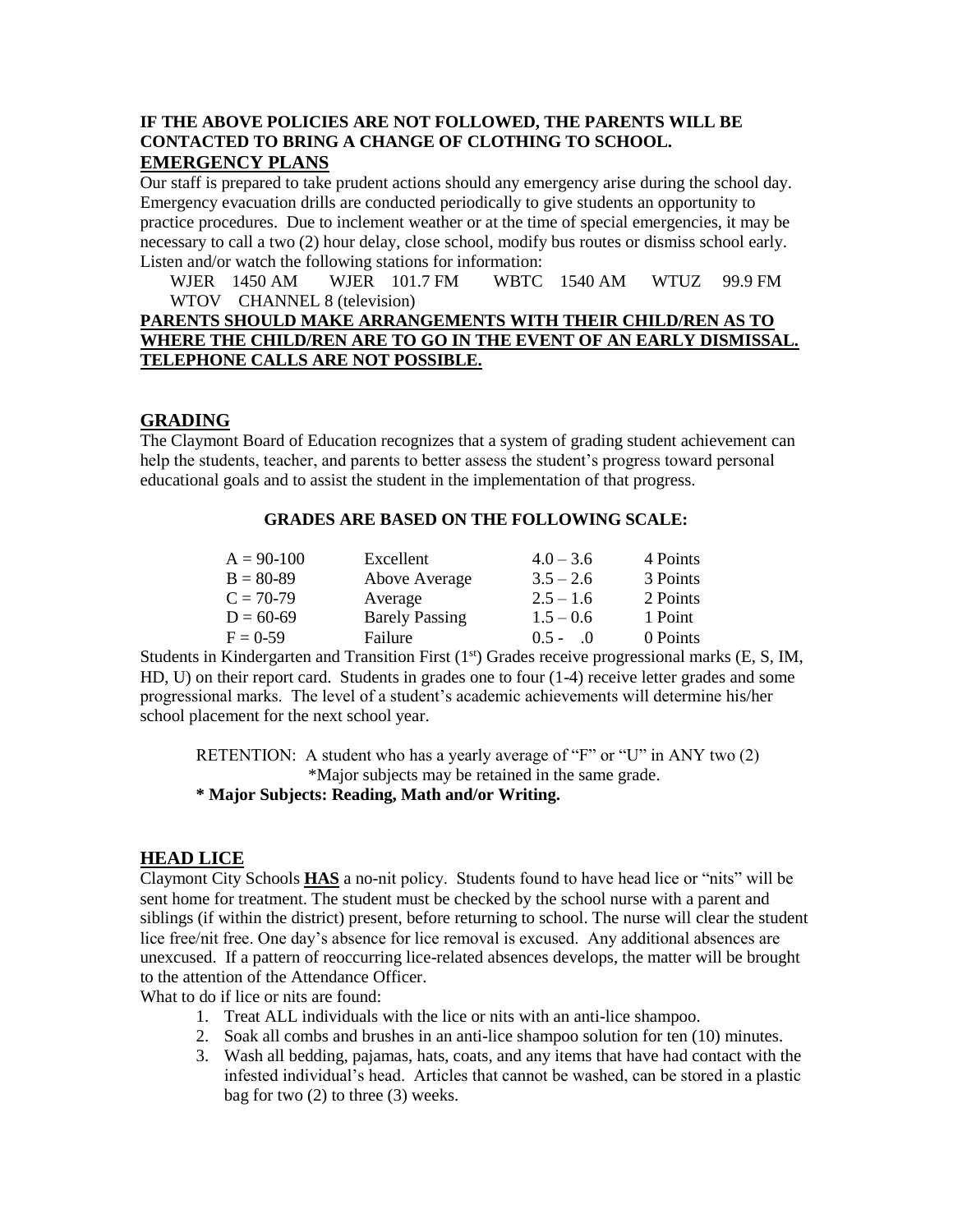**IF THE ABOVE POLICIES ARE NOT FOLLOWED, THE PARENTS WILL BE CONTACTED TO BRING A CHANGE OF CLOTHING TO SCHOOL.**

## EMERGENCY PLANS

Our staff is prepared to take prudent actions should any emergency arise during the school day. Emergency evacuation drills are conducted periodically to give students an opportunity to practice procedures. Due to inclement weather or at the time of special emergencies, it may be necessary to call a two (2) hour delay, close school, modify bus routes or dismiss school early. Listen and/or watch the following stations for information:

WJER 1450 AM WJER 101.7 FM WBTC 1540 AM WTUZ 99.9 FM
WTOV CHANNEL 8 (television)

**PARENTS SHOULD MAKE ARRANGEMENTS WITH THEIR CHILD/REN AS TO WHERE THE CHILD/REN ARE TO GO IN THE EVENT OF AN EARLY DISMISSAL. TELEPHONE CALLS ARE NOT POSSIBLE.**

## GRADING

The Claymont Board of Education recognizes that a system of grading student achievement can help the students, teacher, and parents to better assess the student's progress toward personal educational goals and to assist the student in the implementation of that progress.

**GRADES ARE BASED ON THE FOLLOWING SCALE:**

| | | | |
|---|---|---|---|
| A = 90-100 | Excellent | 4.0 – 3.6 | 4 Points |
| B = 80-89 | Above Average | 3.5 – 2.6 | 3 Points |
| C = 70-79 | Average | 2.5 – 1.6 | 2 Points |
| D = 60-69 | Barely Passing | 1.5 – 0.6 | 1 Point |
| F = 0-59 | Failure | 0.5 - .0 | 0 Points |

Students in Kindergarten and Transition First (1st) Grades receive progressional marks (E, S, IM, HD, U) on their report card. Students in grades one to four (1-4) receive letter grades and some progressional marks. The level of a student's academic achievements will determine his/her school placement for the next school year.

RETENTION: A student who has a yearly average of "F" or "U" in ANY two (2) *Major subjects may be retained in the same grade.

**\* Major Subjects: Reading, Math and/or Writing.**

## HEAD LICE

Claymont City Schools **HAS** a no-nit policy. Students found to have head lice or "nits" will be sent home for treatment. The student must be checked by the school nurse with a parent and siblings (if within the district) present, before returning to school. The nurse will clear the student lice free/nit free. One day's absence for lice removal is excused. Any additional absences are unexcused. If a pattern of reoccurring lice-related absences develops, the matter will be brought to the attention of the Attendance Officer.

What to do if lice or nits are found:

1. Treat ALL individuals with the lice or nits with an anti-lice shampoo.
2. Soak all combs and brushes in an anti-lice shampoo solution for ten (10) minutes.
3. Wash all bedding, pajamas, hats, coats, and any items that have had contact with the infested individual's head. Articles that cannot be washed, can be stored in a plastic bag for two (2) to three (3) weeks.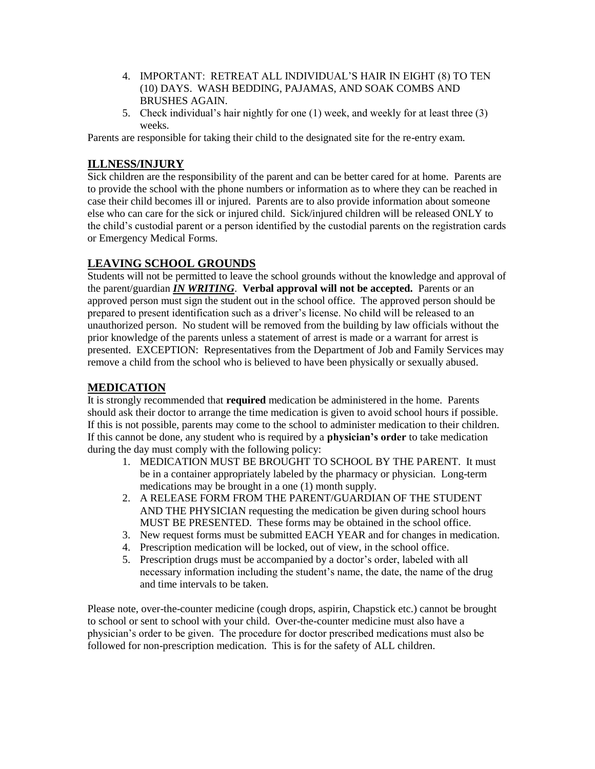4. IMPORTANT: RETREAT ALL INDIVIDUAL'S HAIR IN EIGHT (8) TO TEN (10) DAYS. WASH BEDDING, PAJAMAS, AND SOAK COMBS AND BRUSHES AGAIN.
5. Check individual's hair nightly for one (1) week, and weekly for at least three (3) weeks.

Parents are responsible for taking their child to the designated site for the re-entry exam.

## ILLNESS/INJURY

Sick children are the responsibility of the parent and can be better cared for at home. Parents are to provide the school with the phone numbers or information as to where they can be reached in case their child becomes ill or injured. Parents are to also provide information about someone else who can care for the sick or injured child. Sick/injured children will be released ONLY to the child's custodial parent or a person identified by the custodial parents on the registration cards or Emergency Medical Forms.

## LEAVING SCHOOL GROUNDS

Students will not be permitted to leave the school grounds without the knowledge and approval of the parent/guardian ***IN WRITING***. **Verbal approval will not be accepted.** Parents or an approved person must sign the student out in the school office. The approved person should be prepared to present identification such as a driver's license. No child will be released to an unauthorized person. No student will be removed from the building by law officials without the prior knowledge of the parents unless a statement of arrest is made or a warrant for arrest is presented. EXCEPTION: Representatives from the Department of Job and Family Services may remove a child from the school who is believed to have been physically or sexually abused.

## MEDICATION

It is strongly recommended that **required** medication be administered in the home. Parents should ask their doctor to arrange the time medication is given to avoid school hours if possible. If this is not possible, parents may come to the school to administer medication to their children. If this cannot be done, any student who is required by a **physician's order** to take medication during the day must comply with the following policy:

1. MEDICATION MUST BE BROUGHT TO SCHOOL BY THE PARENT. It must be in a container appropriately labeled by the pharmacy or physician. Long-term medications may be brought in a one (1) month supply.
2. A RELEASE FORM FROM THE PARENT/GUARDIAN OF THE STUDENT AND THE PHYSICIAN requesting the medication be given during school hours MUST BE PRESENTED. These forms may be obtained in the school office.
3. New request forms must be submitted EACH YEAR and for changes in medication.
4. Prescription medication will be locked, out of view, in the school office.
5. Prescription drugs must be accompanied by a doctor's order, labeled with all necessary information including the student's name, the date, the name of the drug and time intervals to be taken.

Please note, over-the-counter medicine (cough drops, aspirin, Chapstick etc.) cannot be brought to school or sent to school with your child. Over-the-counter medicine must also have a physician's order to be given. The procedure for doctor prescribed medications must also be followed for non-prescription medication. This is for the safety of ALL children.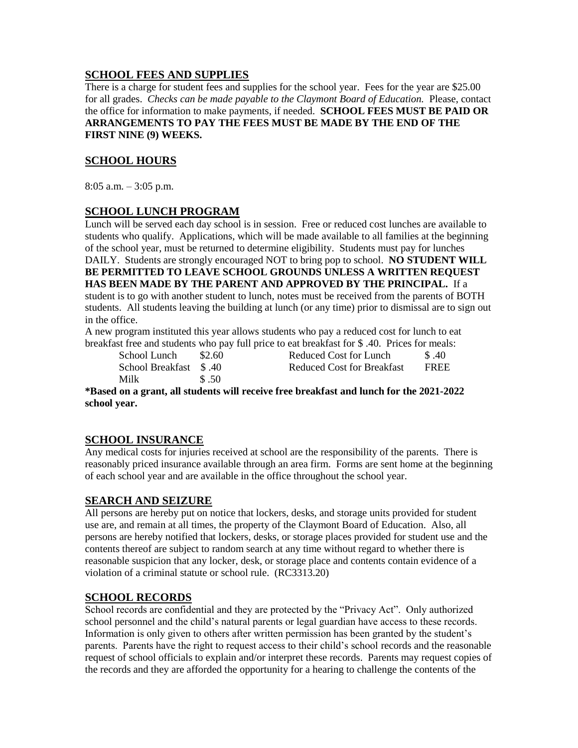## SCHOOL FEES AND SUPPLIES

There is a charge for student fees and supplies for the school year. Fees for the year are $25.00 for all grades. *Checks can be made payable to the Claymont Board of Education.* Please, contact the office for information to make payments, if needed. **SCHOOL FEES MUST BE PAID OR ARRANGEMENTS TO PAY THE FEES MUST BE MADE BY THE END OF THE FIRST NINE (9) WEEKS.**

## SCHOOL HOURS

8:05 a.m. – 3:05 p.m.

## SCHOOL LUNCH PROGRAM

Lunch will be served each day school is in session. Free or reduced cost lunches are available to students who qualify. Applications, which will be made available to all families at the beginning of the school year, must be returned to determine eligibility. Students must pay for lunches DAILY. Students are strongly encouraged NOT to bring pop to school. **NO STUDENT WILL BE PERMITTED TO LEAVE SCHOOL GROUNDS UNLESS A WRITTEN REQUEST HAS BEEN MADE BY THE PARENT AND APPROVED BY THE PRINCIPAL.** If a student is to go with another student to lunch, notes must be received from the parents of BOTH students. All students leaving the building at lunch (or any time) prior to dismissal are to sign out in the office.

A new program instituted this year allows students who pay a reduced cost for lunch to eat breakfast free and students who pay full price to eat breakfast for $ .40. Prices for meals:

| | | | |
|---|---|---|---|
| School Lunch | $2.60 | Reduced Cost for Lunch | $ .40 |
| School Breakfast | $ .40 | Reduced Cost for Breakfast | FREE |
| Milk | $ .50 | | |

**\*Based on a grant, all students will receive free breakfast and lunch for the 2021-2022 school year.**

## SCHOOL INSURANCE

Any medical costs for injuries received at school are the responsibility of the parents. There is reasonably priced insurance available through an area firm. Forms are sent home at the beginning of each school year and are available in the office throughout the school year.

## SEARCH AND SEIZURE

All persons are hereby put on notice that lockers, desks, and storage units provided for student use are, and remain at all times, the property of the Claymont Board of Education. Also, all persons are hereby notified that lockers, desks, or storage places provided for student use and the contents thereof are subject to random search at any time without regard to whether there is reasonable suspicion that any locker, desk, or storage place and contents contain evidence of a violation of a criminal statute or school rule. (RC3313.20)

## SCHOOL RECORDS

School records are confidential and they are protected by the "Privacy Act". Only authorized school personnel and the child's natural parents or legal guardian have access to these records. Information is only given to others after written permission has been granted by the student's parents. Parents have the right to request access to their child's school records and the reasonable request of school officials to explain and/or interpret these records. Parents may request copies of the records and they are afforded the opportunity for a hearing to challenge the contents of the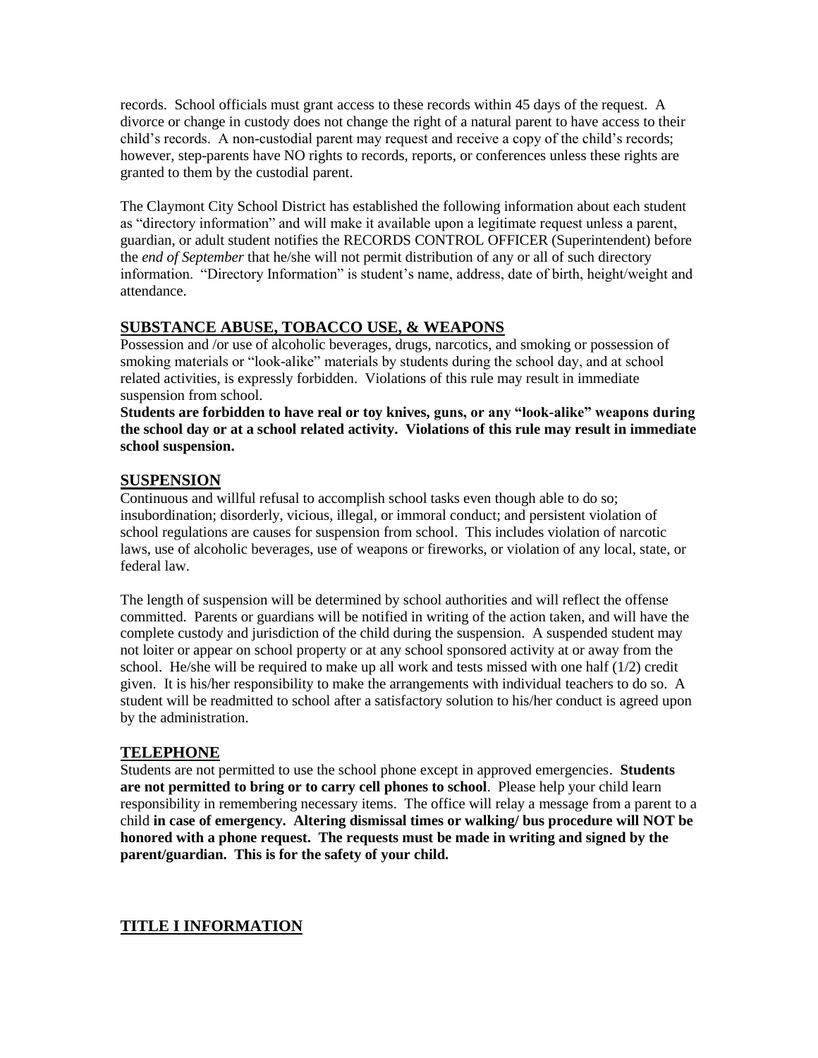records. School officials must grant access to these records within 45 days of the request. A divorce or change in custody does not change the right of a natural parent to have access to their child's records. A non-custodial parent may request and receive a copy of the child's records; however, step-parents have NO rights to records, reports, or conferences unless these rights are granted to them by the custodial parent.

The Claymont City School District has established the following information about each student as "directory information" and will make it available upon a legitimate request unless a parent, guardian, or adult student notifies the RECORDS CONTROL OFFICER (Superintendent) before the *end of September* that he/she will not permit distribution of any or all of such directory information. "Directory Information" is student's name, address, date of birth, height/weight and attendance.

## SUBSTANCE ABUSE, TOBACCO USE, & WEAPONS

Possession and /or use of alcoholic beverages, drugs, narcotics, and smoking or possession of smoking materials or "look-alike" materials by students during the school day, and at school related activities, is expressly forbidden. Violations of this rule may result in immediate suspension from school.

**Students are forbidden to have real or toy knives, guns, or any "look-alike" weapons during the school day or at a school related activity. Violations of this rule may result in immediate school suspension.**

## SUSPENSION

Continuous and willful refusal to accomplish school tasks even though able to do so; insubordination; disorderly, vicious, illegal, or immoral conduct; and persistent violation of school regulations are causes for suspension from school. This includes violation of narcotic laws, use of alcoholic beverages, use of weapons or fireworks, or violation of any local, state, or federal law.

The length of suspension will be determined by school authorities and will reflect the offense committed. Parents or guardians will be notified in writing of the action taken, and will have the complete custody and jurisdiction of the child during the suspension. A suspended student may not loiter or appear on school property or at any school sponsored activity at or away from the school. He/she will be required to make up all work and tests missed with one half (1/2) credit given. It is his/her responsibility to make the arrangements with individual teachers to do so. A student will be readmitted to school after a satisfactory solution to his/her conduct is agreed upon by the administration.

## TELEPHONE

Students are not permitted to use the school phone except in approved emergencies. **Students are not permitted to bring or to carry cell phones to school**. Please help your child learn responsibility in remembering necessary items. The office will relay a message from a parent to a child **in case of emergency. Altering dismissal times or walking/ bus procedure will NOT be honored with a phone request. The requests must be made in writing and signed by the parent/guardian. This is for the safety of your child.**

## TITLE I INFORMATION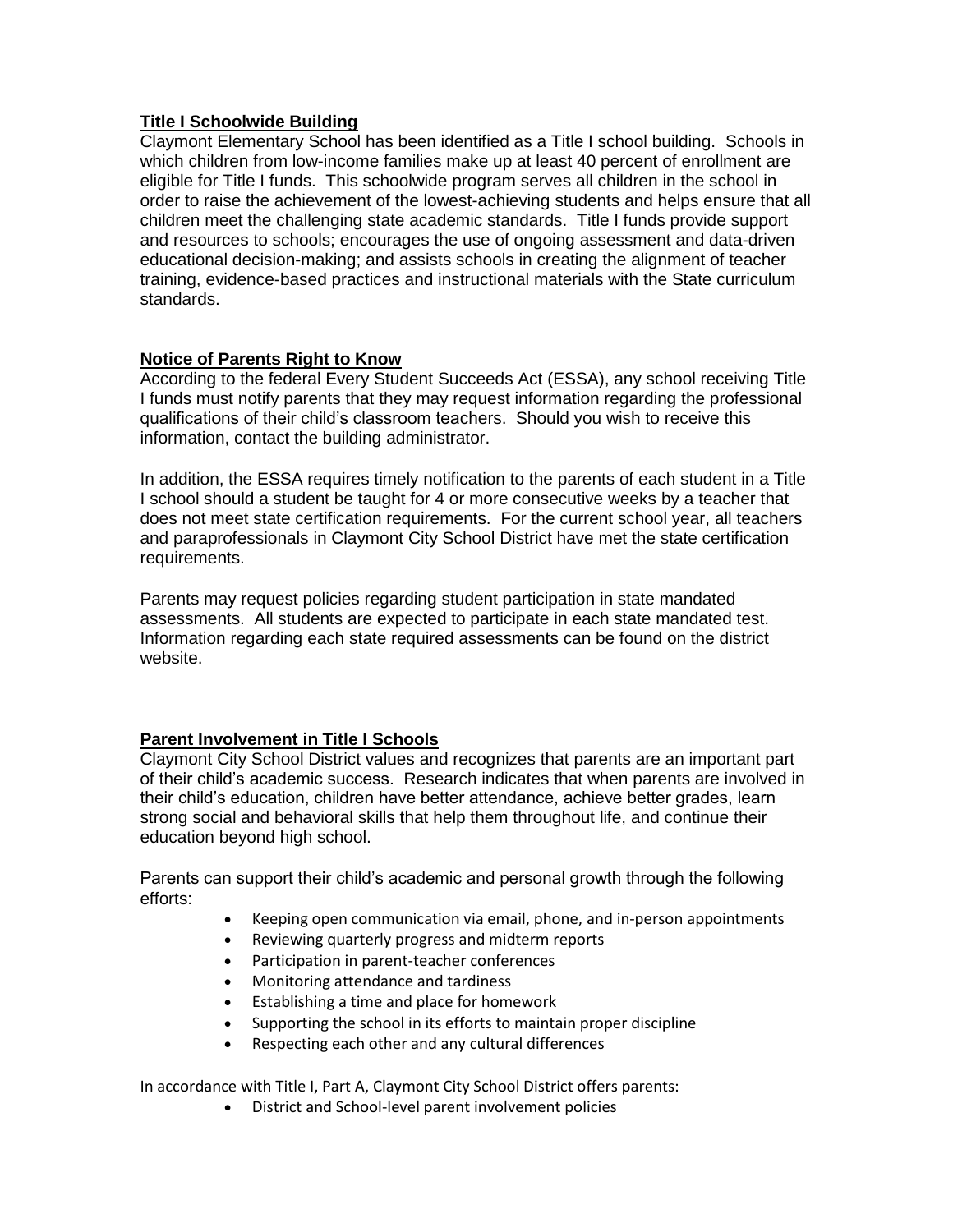## Title I Schoolwide Building

Claymont Elementary School has been identified as a Title I school building. Schools in which children from low-income families make up at least 40 percent of enrollment are eligible for Title I funds. This schoolwide program serves all children in the school in order to raise the achievement of the lowest-achieving students and helps ensure that all children meet the challenging state academic standards. Title I funds provide support and resources to schools; encourages the use of ongoing assessment and data-driven educational decision-making; and assists schools in creating the alignment of teacher training, evidence-based practices and instructional materials with the State curriculum standards.

## Notice of Parents Right to Know

According to the federal Every Student Succeeds Act (ESSA), any school receiving Title I funds must notify parents that they may request information regarding the professional qualifications of their child's classroom teachers. Should you wish to receive this information, contact the building administrator.

In addition, the ESSA requires timely notification to the parents of each student in a Title I school should a student be taught for 4 or more consecutive weeks by a teacher that does not meet state certification requirements. For the current school year, all teachers and paraprofessionals in Claymont City School District have met the state certification requirements.

Parents may request policies regarding student participation in state mandated assessments. All students are expected to participate in each state mandated test. Information regarding each state required assessments can be found on the district website.

## Parent Involvement in Title I Schools

Claymont City School District values and recognizes that parents are an important part of their child's academic success. Research indicates that when parents are involved in their child's education, children have better attendance, achieve better grades, learn strong social and behavioral skills that help them throughout life, and continue their education beyond high school.

Parents can support their child's academic and personal growth through the following efforts:

- Keeping open communication via email, phone, and in-person appointments
- Reviewing quarterly progress and midterm reports
- Participation in parent-teacher conferences
- Monitoring attendance and tardiness
- Establishing a time and place for homework
- Supporting the school in its efforts to maintain proper discipline
- Respecting each other and any cultural differences

In accordance with Title I, Part A, Claymont City School District offers parents:

- District and School-level parent involvement policies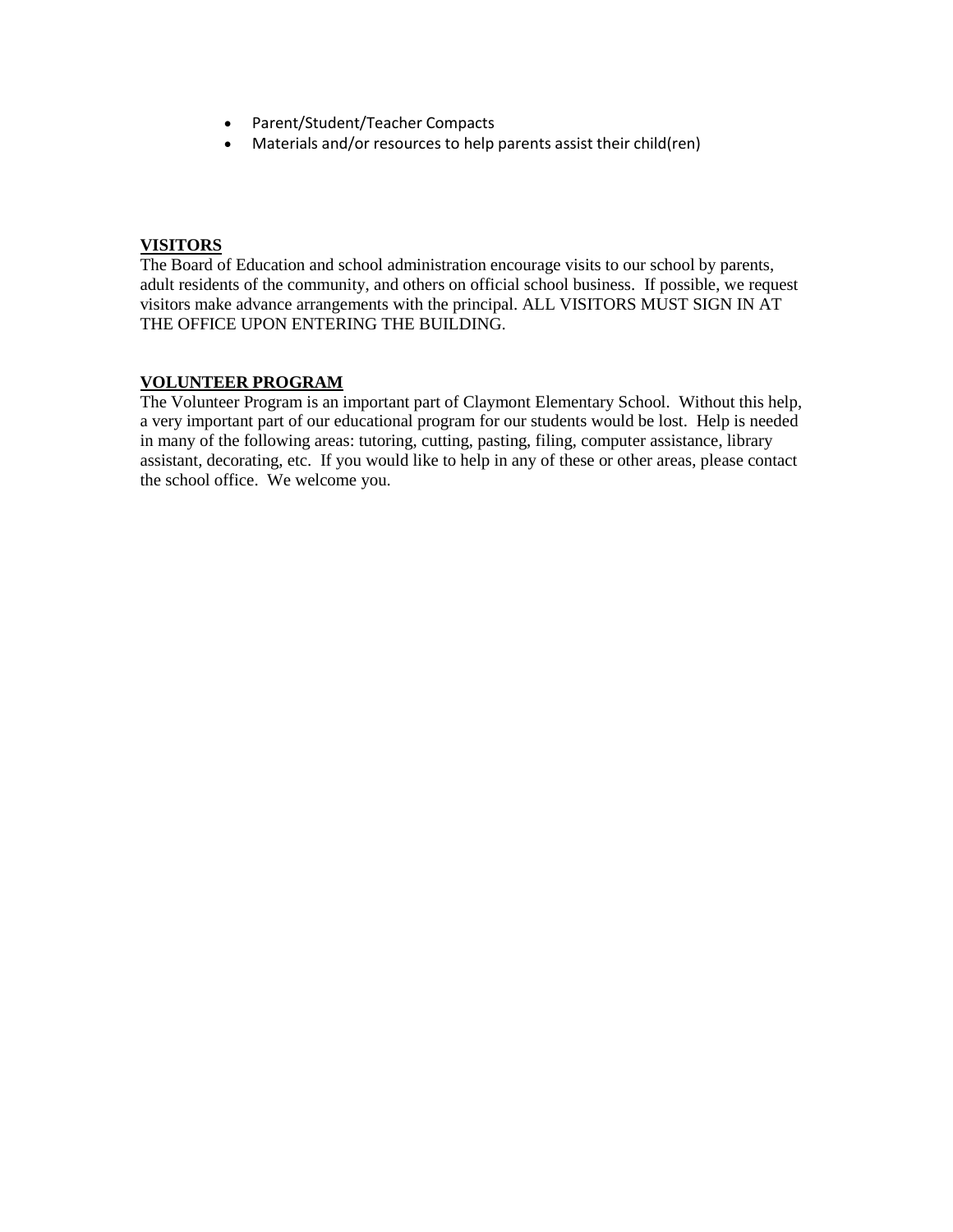- Parent/Student/Teacher Compacts
- Materials and/or resources to help parents assist their child(ren)

## VISITORS

The Board of Education and school administration encourage visits to our school by parents, adult residents of the community, and others on official school business. If possible, we request visitors make advance arrangements with the principal. ALL VISITORS MUST SIGN IN AT THE OFFICE UPON ENTERING THE BUILDING.

## VOLUNTEER PROGRAM

The Volunteer Program is an important part of Claymont Elementary School. Without this help, a very important part of our educational program for our students would be lost. Help is needed in many of the following areas: tutoring, cutting, pasting, filing, computer assistance, library assistant, decorating, etc. If you would like to help in any of these or other areas, please contact the school office. We welcome you.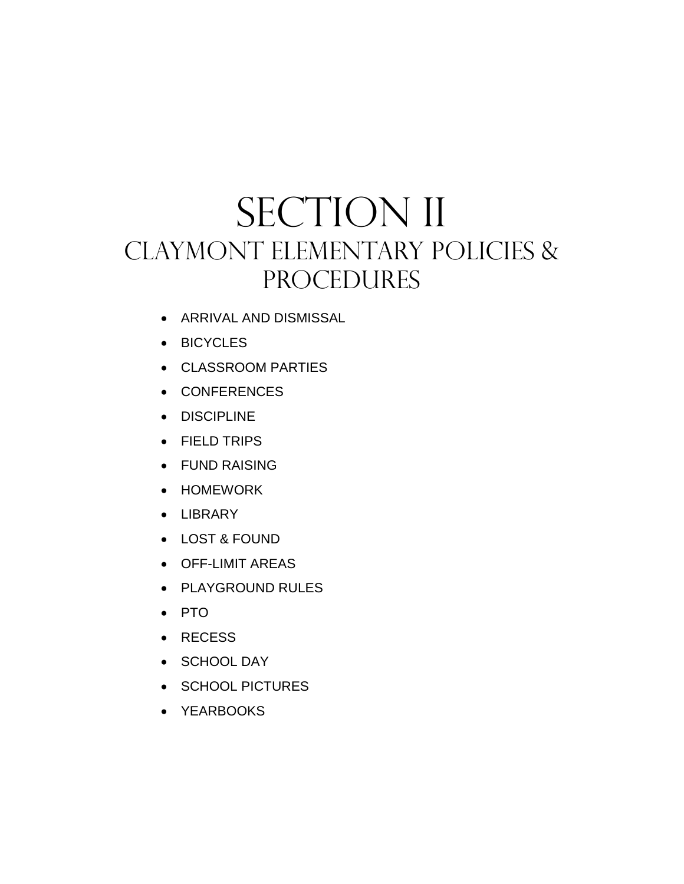# SECTION II

## CLAYMONT ELEMENTARY POLICIES & PROCEDURES

- ARRIVAL AND DISMISSAL
- BICYCLES
- CLASSROOM PARTIES
- CONFERENCES
- DISCIPLINE
- FIELD TRIPS
- FUND RAISING
- HOMEWORK
- LIBRARY
- LOST & FOUND
- OFF-LIMIT AREAS
- PLAYGROUND RULES
- PTO
- RECESS
- SCHOOL DAY
- SCHOOL PICTURES
- YEARBOOKS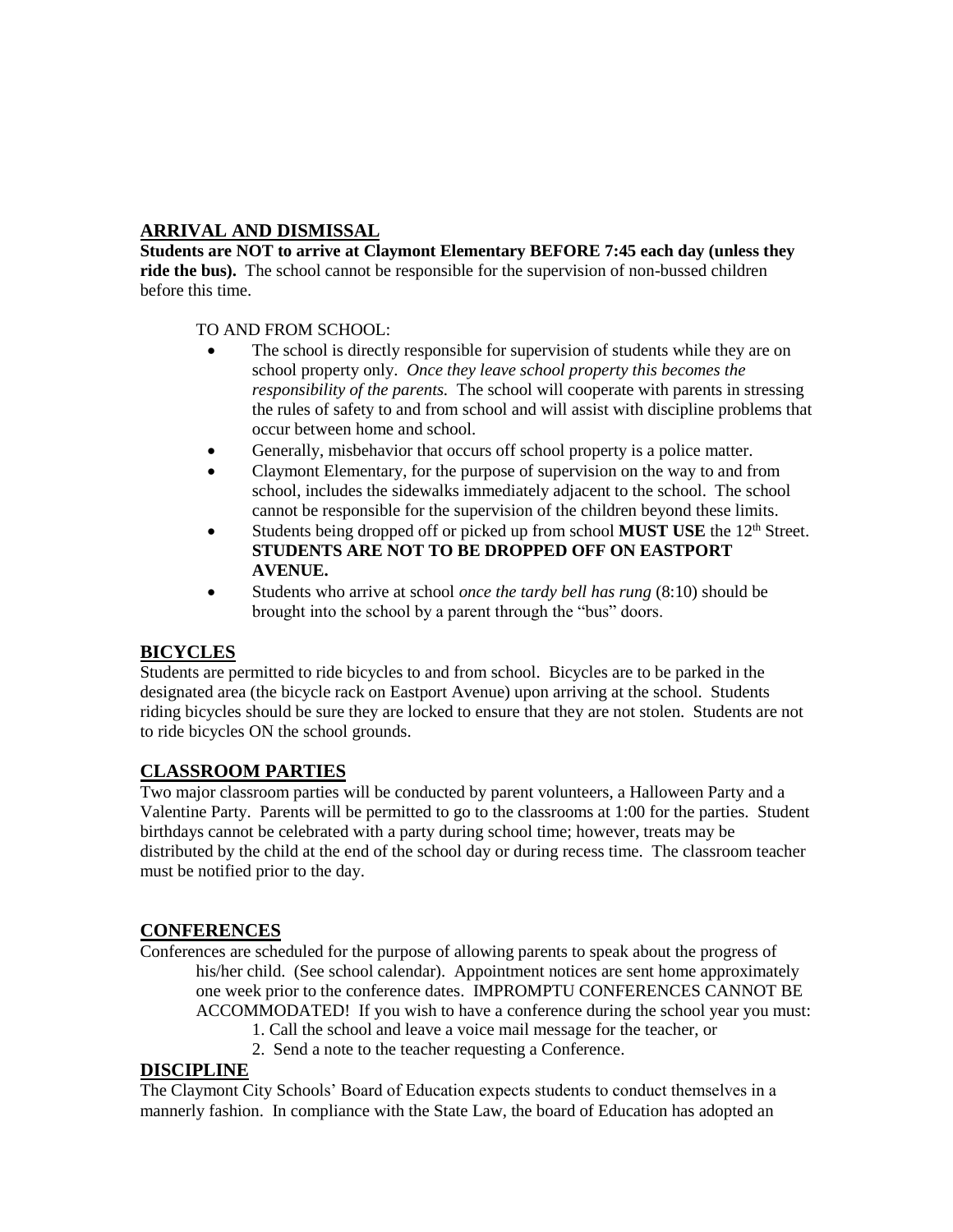## ARRIVAL AND DISMISSAL

**Students are NOT to arrive at Claymont Elementary BEFORE 7:45 each day (unless they ride the bus).** The school cannot be responsible for the supervision of non-bussed children before this time.

TO AND FROM SCHOOL:

- The school is directly responsible for supervision of students while they are on school property only. *Once they leave school property this becomes the responsibility of the parents.* The school will cooperate with parents in stressing the rules of safety to and from school and will assist with discipline problems that occur between home and school.
- Generally, misbehavior that occurs off school property is a police matter.
- Claymont Elementary, for the purpose of supervision on the way to and from school, includes the sidewalks immediately adjacent to the school. The school cannot be responsible for the supervision of the children beyond these limits.
- Students being dropped off or picked up from school **MUST USE** the 12th Street. **STUDENTS ARE NOT TO BE DROPPED OFF ON EASTPORT AVENUE.**
- Students who arrive at school *once the tardy bell has rung* (8:10) should be brought into the school by a parent through the "bus" doors.

## BICYCLES

Students are permitted to ride bicycles to and from school. Bicycles are to be parked in the designated area (the bicycle rack on Eastport Avenue) upon arriving at the school. Students riding bicycles should be sure they are locked to ensure that they are not stolen. Students are not to ride bicycles ON the school grounds.

## CLASSROOM PARTIES

Two major classroom parties will be conducted by parent volunteers, a Halloween Party and a Valentine Party. Parents will be permitted to go to the classrooms at 1:00 for the parties. Student birthdays cannot be celebrated with a party during school time; however, treats may be distributed by the child at the end of the school day or during recess time. The classroom teacher must be notified prior to the day.

## CONFERENCES

Conferences are scheduled for the purpose of allowing parents to speak about the progress of his/her child. (See school calendar). Appointment notices are sent home approximately one week prior to the conference dates. IMPROMPTU CONFERENCES CANNOT BE ACCOMMODATED! If you wish to have a conference during the school year you must:

1. Call the school and leave a voice mail message for the teacher, or
2. Send a note to the teacher requesting a Conference.

## DISCIPLINE

The Claymont City Schools' Board of Education expects students to conduct themselves in a mannerly fashion. In compliance with the State Law, the board of Education has adopted an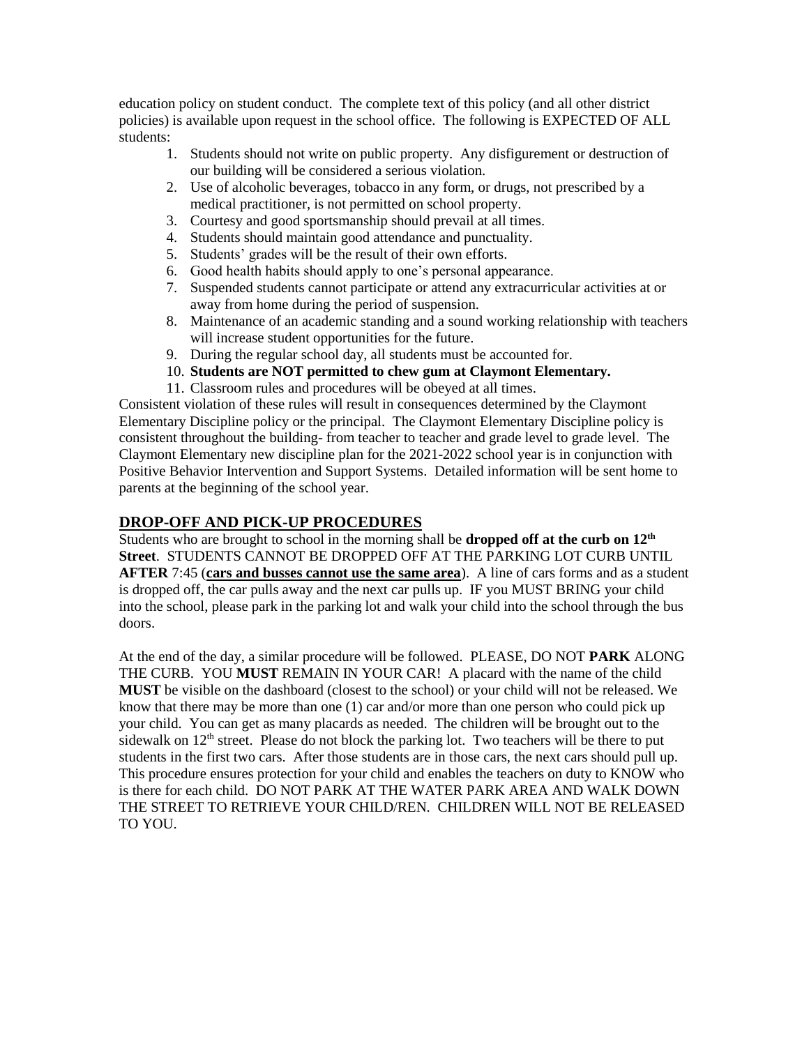education policy on student conduct. The complete text of this policy (and all other district policies) is available upon request in the school office. The following is EXPECTED OF ALL students:

1. Students should not write on public property. Any disfigurement or destruction of our building will be considered a serious violation.
2. Use of alcoholic beverages, tobacco in any form, or drugs, not prescribed by a medical practitioner, is not permitted on school property.
3. Courtesy and good sportsmanship should prevail at all times.
4. Students should maintain good attendance and punctuality.
5. Students' grades will be the result of their own efforts.
6. Good health habits should apply to one's personal appearance.
7. Suspended students cannot participate or attend any extracurricular activities at or away from home during the period of suspension.
8. Maintenance of an academic standing and a sound working relationship with teachers will increase student opportunities for the future.
9. During the regular school day, all students must be accounted for.
10. **Students are NOT permitted to chew gum at Claymont Elementary.**
11. Classroom rules and procedures will be obeyed at all times.

Consistent violation of these rules will result in consequences determined by the Claymont Elementary Discipline policy or the principal. The Claymont Elementary Discipline policy is consistent throughout the building- from teacher to teacher and grade level to grade level. The Claymont Elementary new discipline plan for the 2021-2022 school year is in conjunction with Positive Behavior Intervention and Support Systems. Detailed information will be sent home to parents at the beginning of the school year.

## DROP-OFF AND PICK-UP PROCEDURES

Students who are brought to school in the morning shall be **dropped off at the curb on 12th Street**. STUDENTS CANNOT BE DROPPED OFF AT THE PARKING LOT CURB UNTIL **AFTER** 7:45 (**cars and busses cannot use the same area**). A line of cars forms and as a student is dropped off, the car pulls away and the next car pulls up. IF you MUST BRING your child into the school, please park in the parking lot and walk your child into the school through the bus doors.

At the end of the day, a similar procedure will be followed. PLEASE, DO NOT **PARK** ALONG THE CURB. YOU **MUST** REMAIN IN YOUR CAR! A placard with the name of the child **MUST** be visible on the dashboard (closest to the school) or your child will not be released. We know that there may be more than one (1) car and/or more than one person who could pick up your child. You can get as many placards as needed. The children will be brought out to the sidewalk on 12th street. Please do not block the parking lot. Two teachers will be there to put students in the first two cars. After those students are in those cars, the next cars should pull up. This procedure ensures protection for your child and enables the teachers on duty to KNOW who is there for each child. DO NOT PARK AT THE WATER PARK AREA AND WALK DOWN THE STREET TO RETRIEVE YOUR CHILD/REN. CHILDREN WILL NOT BE RELEASED TO YOU.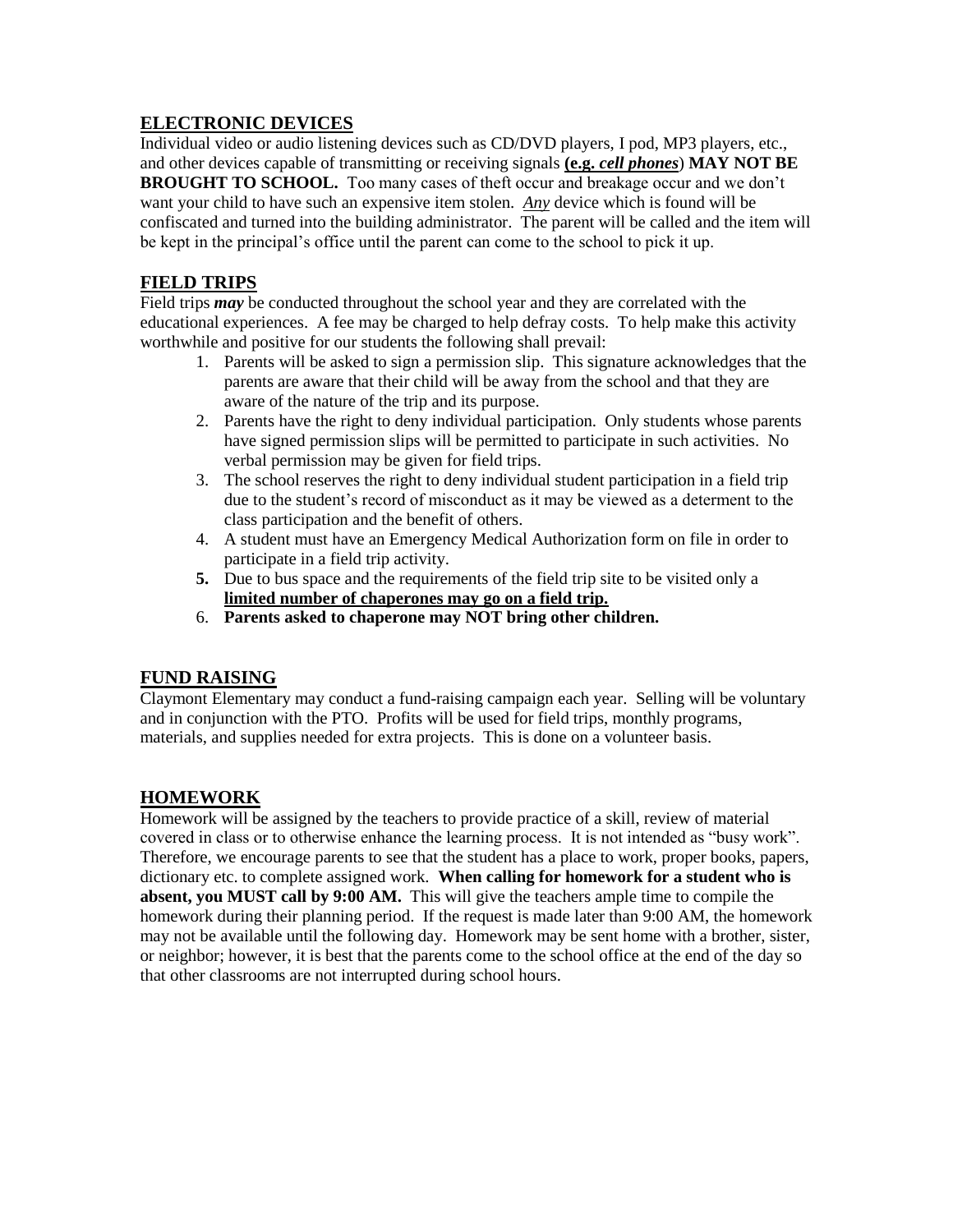## ELECTRONIC DEVICES

Individual video or audio listening devices such as CD/DVD players, I pod, MP3 players, etc., and other devices capable of transmitting or receiving signals **(e.g. *cell phones*) MAY NOT BE BROUGHT TO SCHOOL.** Too many cases of theft occur and breakage occur and we don't want your child to have such an expensive item stolen. ***Any*** device which is found will be confiscated and turned into the building administrator. The parent will be called and the item will be kept in the principal's office until the parent can come to the school to pick it up.

## FIELD TRIPS

Field trips ***may*** be conducted throughout the school year and they are correlated with the educational experiences. A fee may be charged to help defray costs. To help make this activity worthwhile and positive for our students the following shall prevail:

1. Parents will be asked to sign a permission slip. This signature acknowledges that the parents are aware that their child will be away from the school and that they are aware of the nature of the trip and its purpose.
2. Parents have the right to deny individual participation. Only students whose parents have signed permission slips will be permitted to participate in such activities. No verbal permission may be given for field trips.
3. The school reserves the right to deny individual student participation in a field trip due to the student's record of misconduct as it may be viewed as a determent to the class participation and the benefit of others.
4. A student must have an Emergency Medical Authorization form on file in order to participate in a field trip activity.
5. Due to bus space and the requirements of the field trip site to be visited only a **limited number of chaperones may go on a field trip.**
6. **Parents asked to chaperone may NOT bring other children.**

## FUND RAISING

Claymont Elementary may conduct a fund-raising campaign each year. Selling will be voluntary and in conjunction with the PTO. Profits will be used for field trips, monthly programs, materials, and supplies needed for extra projects. This is done on a volunteer basis.

## HOMEWORK

Homework will be assigned by the teachers to provide practice of a skill, review of material covered in class or to otherwise enhance the learning process. It is not intended as "busy work". Therefore, we encourage parents to see that the student has a place to work, proper books, papers, dictionary etc. to complete assigned work. **When calling for homework for a student who is absent, you MUST call by 9:00 AM.** This will give the teachers ample time to compile the homework during their planning period. If the request is made later than 9:00 AM, the homework may not be available until the following day. Homework may be sent home with a brother, sister, or neighbor; however, it is best that the parents come to the school office at the end of the day so that other classrooms are not interrupted during school hours.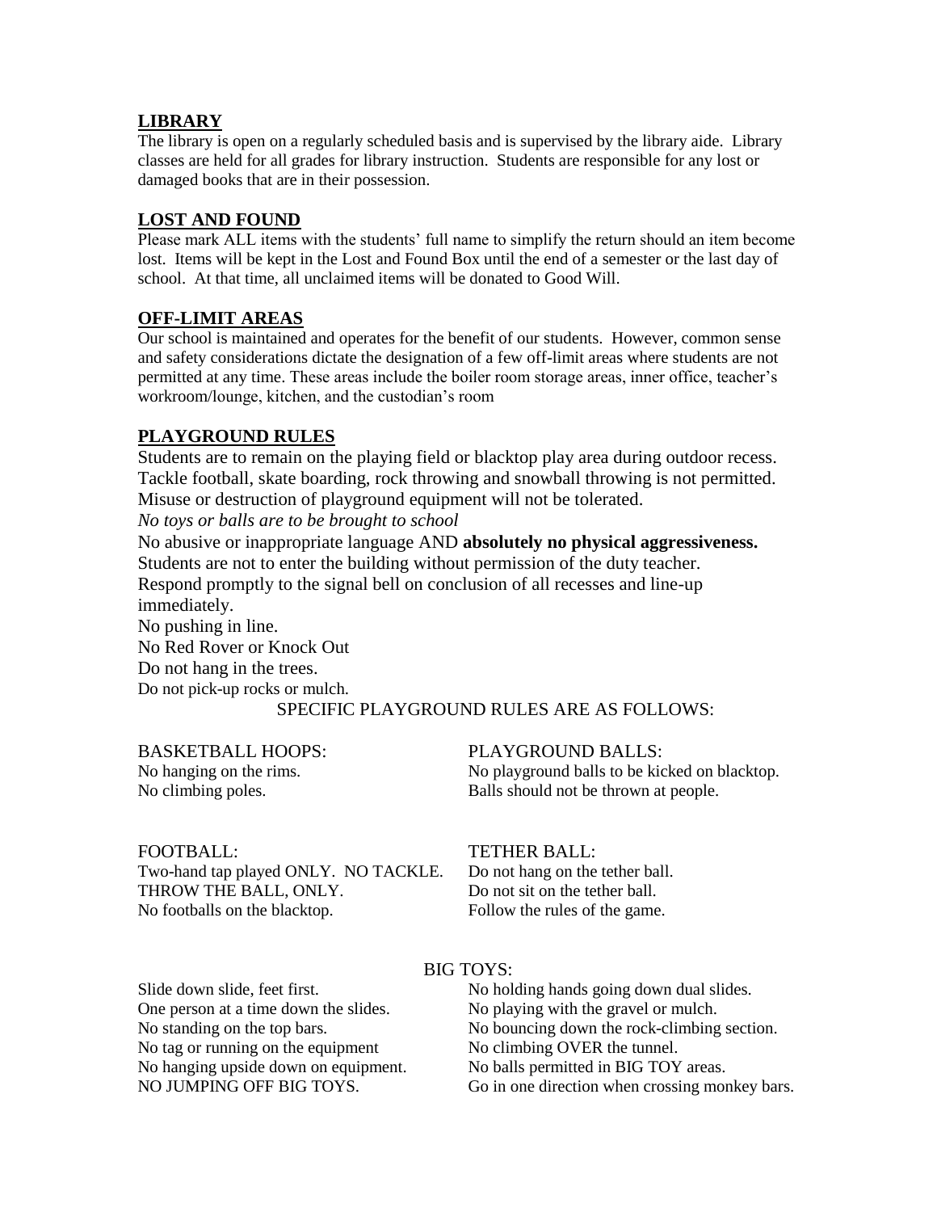## LIBRARY

The library is open on a regularly scheduled basis and is supervised by the library aide. Library classes are held for all grades for library instruction. Students are responsible for any lost or damaged books that are in their possession.

## LOST AND FOUND

Please mark ALL items with the students' full name to simplify the return should an item become lost. Items will be kept in the Lost and Found Box until the end of a semester or the last day of school. At that time, all unclaimed items will be donated to Good Will.

## OFF-LIMIT AREAS

Our school is maintained and operates for the benefit of our students. However, common sense and safety considerations dictate the designation of a few off-limit areas where students are not permitted at any time. These areas include the boiler room storage areas, inner office, teacher's workroom/lounge, kitchen, and the custodian's room

## PLAYGROUND RULES

Students are to remain on the playing field or blacktop play area during outdoor recess.
Tackle football, skate boarding, rock throwing and snowball throwing is not permitted.
Misuse or destruction of playground equipment will not be tolerated.
*No toys or balls are to be brought to school*
No abusive or inappropriate language AND **absolutely no physical aggressiveness.**
Students are not to enter the building without permission of the duty teacher.
Respond promptly to the signal bell on conclusion of all recesses and line-up immediately.
No pushing in line.
No Red Rover or Knock Out
Do not hang in the trees.
Do not pick-up rocks or mulch.

SPECIFIC PLAYGROUND RULES ARE AS FOLLOWS:

BASKETBALL HOOPS:
No hanging on the rims.
No climbing poles.

PLAYGROUND BALLS:
No playground balls to be kicked on blacktop.
Balls should not be thrown at people.

FOOTBALL:
Two-hand tap played ONLY. NO TACKLE.
THROW THE BALL, ONLY.
No footballs on the blacktop.

TETHER BALL:
Do not hang on the tether ball.
Do not sit on the tether ball.
Follow the rules of the game.

BIG TOYS:
Slide down slide, feet first.
One person at a time down the slides.
No standing on the top bars.
No tag or running on the equipment
No hanging upside down on equipment.
NO JUMPING OFF BIG TOYS.
No holding hands going down dual slides.
No playing with the gravel or mulch.
No bouncing down the rock-climbing section.
No climbing OVER the tunnel.
No balls permitted in BIG TOY areas.
Go in one direction when crossing monkey bars.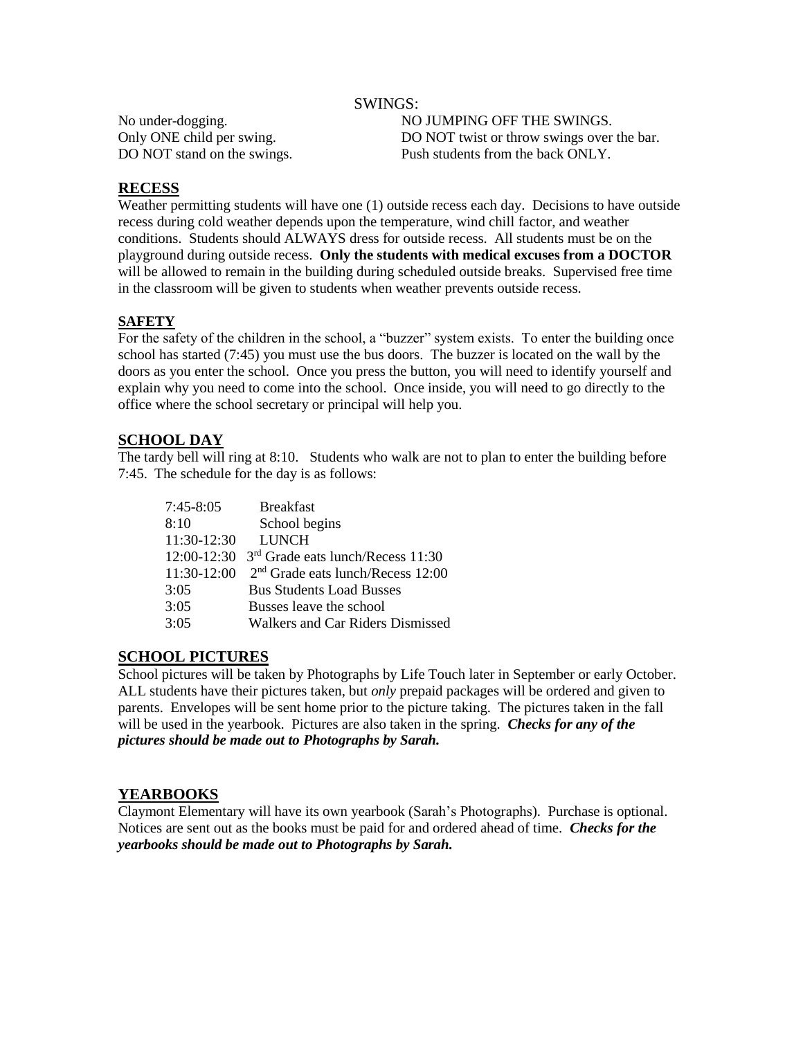SWINGS:

No under-dogging.
Only ONE child per swing.
DO NOT stand on the swings.
NO JUMPING OFF THE SWINGS.
DO NOT twist or throw swings over the bar.
Push students from the back ONLY.

## RECESS

Weather permitting students will have one (1) outside recess each day. Decisions to have outside recess during cold weather depends upon the temperature, wind chill factor, and weather conditions. Students should ALWAYS dress for outside recess. All students must be on the playground during outside recess. **Only the students with medical excuses from a DOCTOR** will be allowed to remain in the building during scheduled outside breaks. Supervised free time in the classroom will be given to students when weather prevents outside recess.

## SAFETY

For the safety of the children in the school, a "buzzer" system exists. To enter the building once school has started (7:45) you must use the bus doors. The buzzer is located on the wall by the doors as you enter the school. Once you press the button, you will need to identify yourself and explain why you need to come into the school. Once inside, you will need to go directly to the office where the school secretary or principal will help you.

## SCHOOL DAY

The tardy bell will ring at 8:10. Students who walk are not to plan to enter the building before 7:45. The schedule for the day is as follows:

| | |
|---|---|
| 7:45-8:05 | Breakfast |
| 8:10 | School begins |
| 11:30-12:30 | LUNCH |
| 12:00-12:30 | 3rd Grade eats lunch/Recess 11:30 |
| 11:30-12:00 | 2nd Grade eats lunch/Recess 12:00 |
| 3:05 | Bus Students Load Busses |
| 3:05 | Busses leave the school |
| 3:05 | Walkers and Car Riders Dismissed |

## SCHOOL PICTURES

School pictures will be taken by Photographs by Life Touch later in September or early October. ALL students have their pictures taken, but *only* prepaid packages will be ordered and given to parents. Envelopes will be sent home prior to the picture taking. The pictures taken in the fall will be used in the yearbook. Pictures are also taken in the spring. ***Checks for any of the pictures should be made out to Photographs by Sarah.***

## YEARBOOKS

Claymont Elementary will have its own yearbook (Sarah's Photographs). Purchase is optional. Notices are sent out as the books must be paid for and ordered ahead of time. ***Checks for the yearbooks should be made out to Photographs by Sarah.***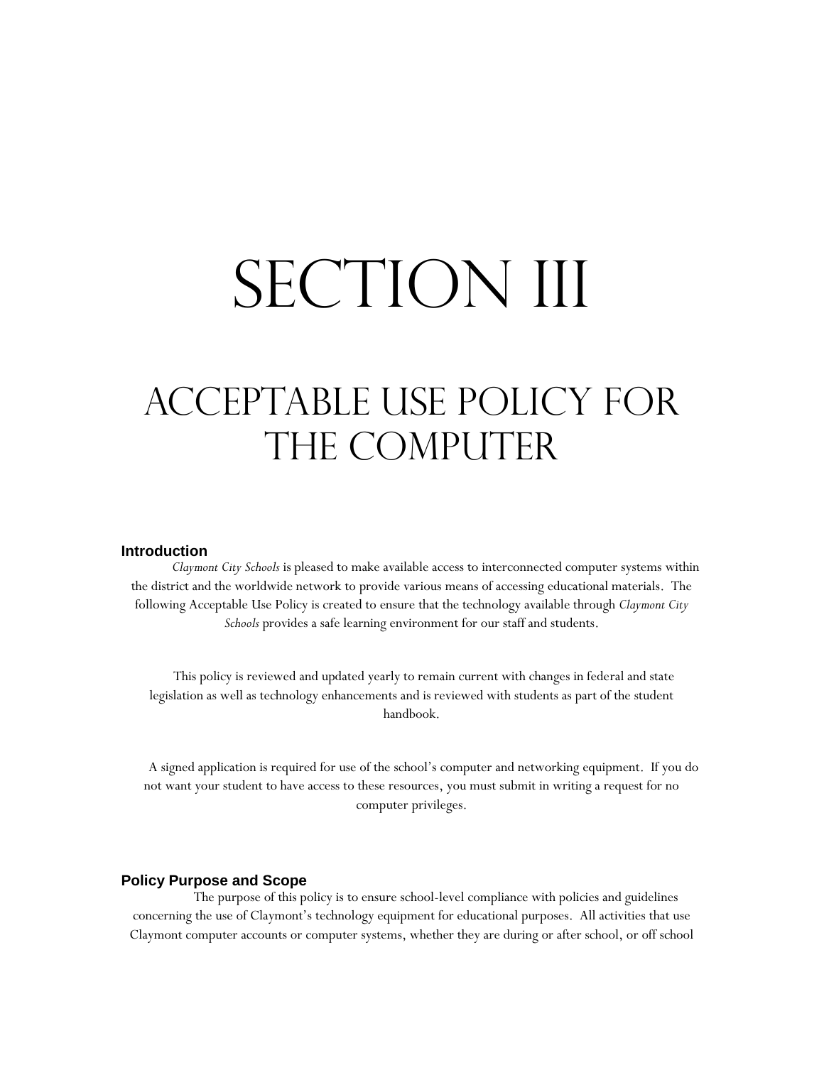# SECTION III

# ACCEPTABLE USE POLICY FOR THE COMPUTER

### Introduction

*Claymont City Schools* is pleased to make available access to interconnected computer systems within the district and the worldwide network to provide various means of accessing educational materials. The following Acceptable Use Policy is created to ensure that the technology available through *Claymont City Schools* provides a safe learning environment for our staff and students.

This policy is reviewed and updated yearly to remain current with changes in federal and state legislation as well as technology enhancements and is reviewed with students as part of the student handbook.

A signed application is required for use of the school's computer and networking equipment. If you do not want your student to have access to these resources, you must submit in writing a request for no computer privileges.

### Policy Purpose and Scope

The purpose of this policy is to ensure school-level compliance with policies and guidelines concerning the use of Claymont's technology equipment for educational purposes. All activities that use Claymont computer accounts or computer systems, whether they are during or after school, or off school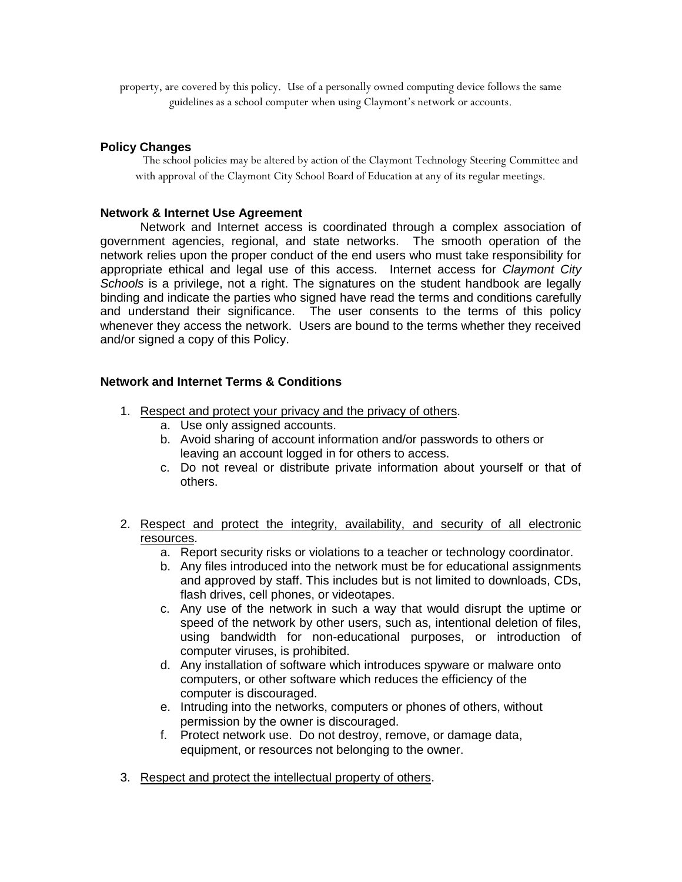property, are covered by this policy. Use of a personally owned computing device follows the same guidelines as a school computer when using Claymont's network or accounts.

### Policy Changes

The school policies may be altered by action of the Claymont Technology Steering Committee and with approval of the Claymont City School Board of Education at any of its regular meetings.

### Network & Internet Use Agreement

Network and Internet access is coordinated through a complex association of government agencies, regional, and state networks. The smooth operation of the network relies upon the proper conduct of the end users who must take responsibility for appropriate ethical and legal use of this access. Internet access for *Claymont City Schools* is a privilege, not a right. The signatures on the student handbook are legally binding and indicate the parties who signed have read the terms and conditions carefully and understand their significance. The user consents to the terms of this policy whenever they access the network. Users are bound to the terms whether they received and/or signed a copy of this Policy.

### Network and Internet Terms & Conditions

1. <u>Respect and protect your privacy and the privacy of others</u>.
    a. Use only assigned accounts.
    b. Avoid sharing of account information and/or passwords to others or leaving an account logged in for others to access.
    c. Do not reveal or distribute private information about yourself or that of others.

2. <u>Respect and protect the integrity, availability, and security of all electronic resources</u>.
    a. Report security risks or violations to a teacher or technology coordinator.
    b. Any files introduced into the network must be for educational assignments and approved by staff. This includes but is not limited to downloads, CDs, flash drives, cell phones, or videotapes.
    c. Any use of the network in such a way that would disrupt the uptime or speed of the network by other users, such as, intentional deletion of files, using bandwidth for non-educational purposes, or introduction of computer viruses, is prohibited.
    d. Any installation of software which introduces spyware or malware onto computers, or other software which reduces the efficiency of the computer is discouraged.
    e. Intruding into the networks, computers or phones of others, without permission by the owner is discouraged.
    f. Protect network use. Do not destroy, remove, or damage data, equipment, or resources not belonging to the owner.

3. <u>Respect and protect the intellectual property of others</u>.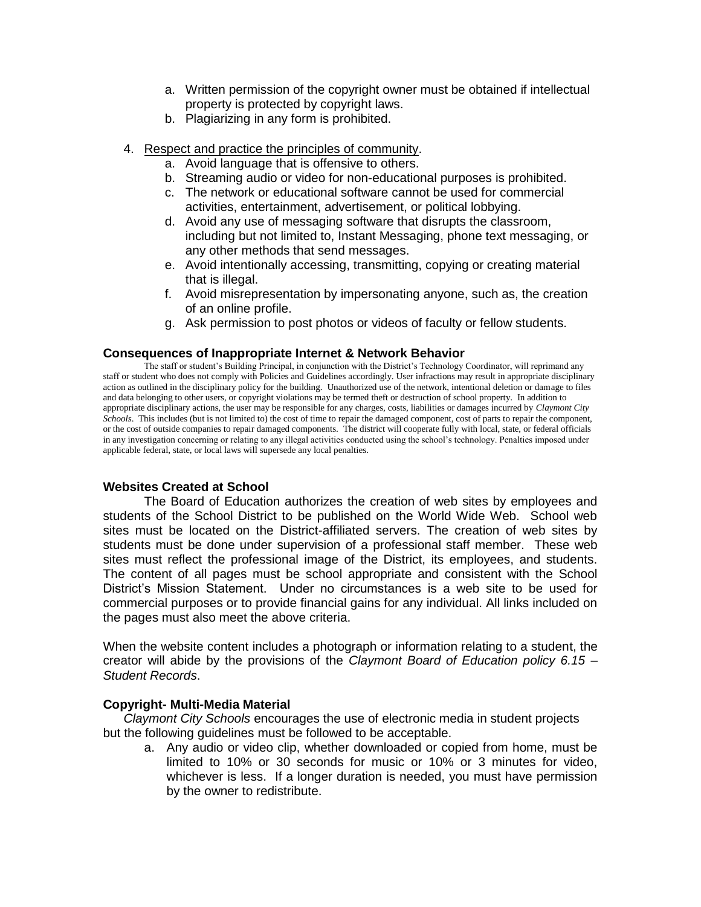a. Written permission of the copyright owner must be obtained if intellectual property is protected by copyright laws.
   b. Plagiarizing in any form is prohibited.

4. <u>Respect and practice the principles of community</u>.
   a. Avoid language that is offensive to others.
   b. Streaming audio or video for non-educational purposes is prohibited.
   c. The network or educational software cannot be used for commercial activities, entertainment, advertisement, or political lobbying.
   d. Avoid any use of messaging software that disrupts the classroom, including but not limited to, Instant Messaging, phone text messaging, or any other methods that send messages.
   e. Avoid intentionally accessing, transmitting, copying or creating material that is illegal.
   f. Avoid misrepresentation by impersonating anyone, such as, the creation of an online profile.
   g. Ask permission to post photos or videos of faculty or fellow students.

**Consequences of Inappropriate Internet & Network Behavior**

The staff or student's Building Principal, in conjunction with the District's Technology Coordinator, will reprimand any staff or student who does not comply with Policies and Guidelines accordingly. User infractions may result in appropriate disciplinary action as outlined in the disciplinary policy for the building. Unauthorized use of the network, intentional deletion or damage to files and data belonging to other users, or copyright violations may be termed theft or destruction of school property. In addition to appropriate disciplinary actions, the user may be responsible for any charges, costs, liabilities or damages incurred by *Claymont City Schools*. This includes (but is not limited to) the cost of time to repair the damaged component, cost of parts to repair the component, or the cost of outside companies to repair damaged components. The district will cooperate fully with local, state, or federal officials in any investigation concerning or relating to any illegal activities conducted using the school's technology. Penalties imposed under applicable federal, state, or local laws will supersede any local penalties.

**Websites Created at School**

The Board of Education authorizes the creation of web sites by employees and students of the School District to be published on the World Wide Web. School web sites must be located on the District-affiliated servers. The creation of web sites by students must be done under supervision of a professional staff member. These web sites must reflect the professional image of the District, its employees, and students. The content of all pages must be school appropriate and consistent with the School District's Mission Statement. Under no circumstances is a web site to be used for commercial purposes or to provide financial gains for any individual. All links included on the pages must also meet the above criteria.

When the website content includes a photograph or information relating to a student, the creator will abide by the provisions of the *Claymont Board of Education policy 6.15 – Student Records*.

**Copyright- Multi-Media Material**

*Claymont City Schools* encourages the use of electronic media in student projects but the following guidelines must be followed to be acceptable.

   a. Any audio or video clip, whether downloaded or copied from home, must be limited to 10% or 30 seconds for music or 10% or 3 minutes for video, whichever is less. If a longer duration is needed, you must have permission by the owner to redistribute.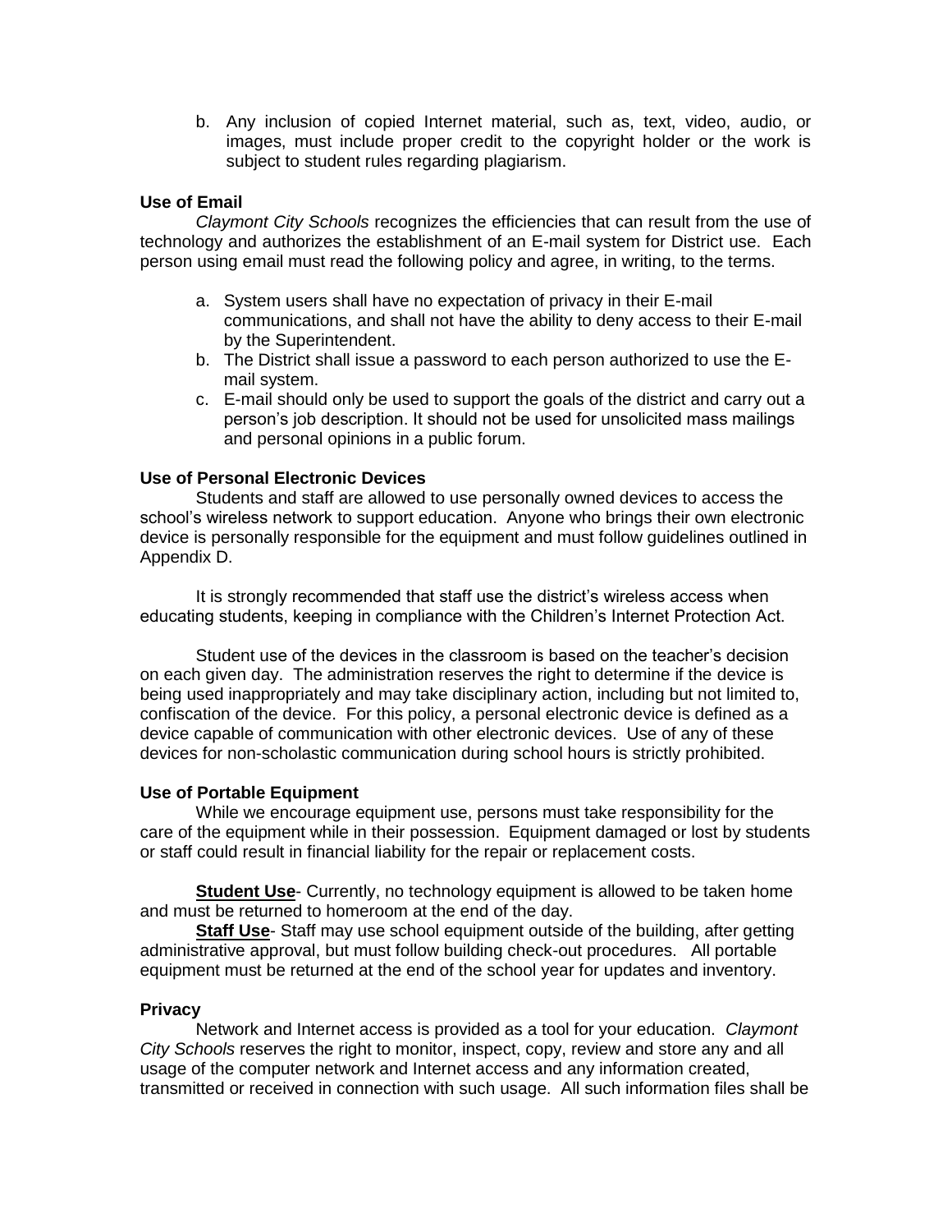b. Any inclusion of copied Internet material, such as, text, video, audio, or images, must include proper credit to the copyright holder or the work is subject to student rules regarding plagiarism.

**Use of Email**

*Claymont City Schools* recognizes the efficiencies that can result from the use of technology and authorizes the establishment of an E-mail system for District use. Each person using email must read the following policy and agree, in writing, to the terms.

a. System users shall have no expectation of privacy in their E-mail communications, and shall not have the ability to deny access to their E-mail by the Superintendent.
b. The District shall issue a password to each person authorized to use the E-mail system.
c. E-mail should only be used to support the goals of the district and carry out a person's job description. It should not be used for unsolicited mass mailings and personal opinions in a public forum.

**Use of Personal Electronic Devices**

Students and staff are allowed to use personally owned devices to access the school's wireless network to support education. Anyone who brings their own electronic device is personally responsible for the equipment and must follow guidelines outlined in Appendix D.

It is strongly recommended that staff use the district's wireless access when educating students, keeping in compliance with the Children's Internet Protection Act.

Student use of the devices in the classroom is based on the teacher's decision on each given day. The administration reserves the right to determine if the device is being used inappropriately and may take disciplinary action, including but not limited to, confiscation of the device. For this policy, a personal electronic device is defined as a device capable of communication with other electronic devices. Use of any of these devices for non-scholastic communication during school hours is strictly prohibited.

**Use of Portable Equipment**

While we encourage equipment use, persons must take responsibility for the care of the equipment while in their possession. Equipment damaged or lost by students or staff could result in financial liability for the repair or replacement costs.

**<u>Student Use</u>**- Currently, no technology equipment is allowed to be taken home and must be returned to homeroom at the end of the day.

**<u>Staff Use</u>**- Staff may use school equipment outside of the building, after getting administrative approval, but must follow building check-out procedures. All portable equipment must be returned at the end of the school year for updates and inventory.

**Privacy**

Network and Internet access is provided as a tool for your education. *Claymont City Schools* reserves the right to monitor, inspect, copy, review and store any and all usage of the computer network and Internet access and any information created, transmitted or received in connection with such usage. All such information files shall be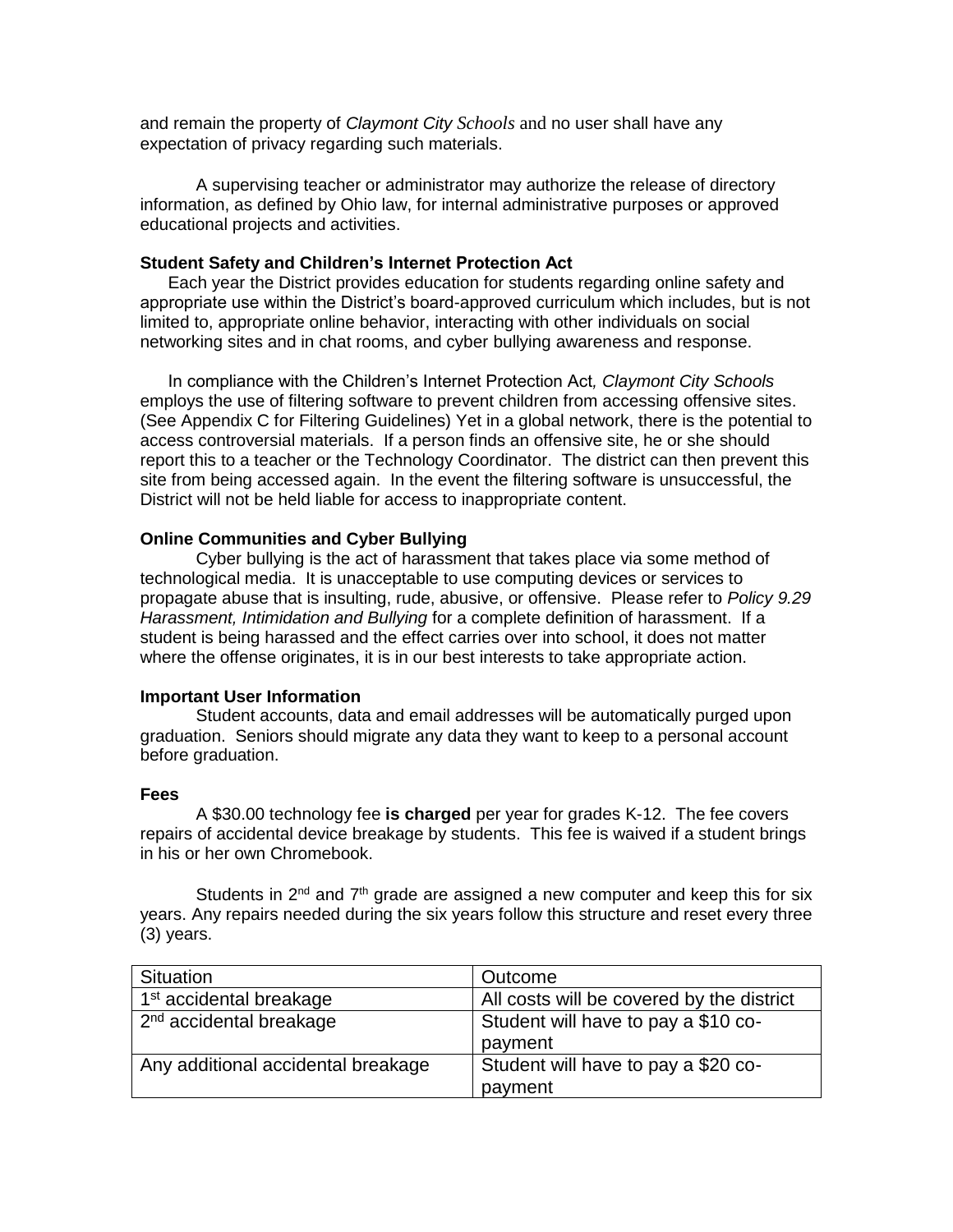and remain the property of *Claymont City Schools* and no user shall have any expectation of privacy regarding such materials.

A supervising teacher or administrator may authorize the release of directory information, as defined by Ohio law, for internal administrative purposes or approved educational projects and activities.

**Student Safety and Children's Internet Protection Act**

Each year the District provides education for students regarding online safety and appropriate use within the District's board-approved curriculum which includes, but is not limited to, appropriate online behavior, interacting with other individuals on social networking sites and in chat rooms, and cyber bullying awareness and response.

In compliance with the Children's Internet Protection Act*, Claymont City Schools* employs the use of filtering software to prevent children from accessing offensive sites. (See Appendix C for Filtering Guidelines) Yet in a global network, there is the potential to access controversial materials. If a person finds an offensive site, he or she should report this to a teacher or the Technology Coordinator. The district can then prevent this site from being accessed again. In the event the filtering software is unsuccessful, the District will not be held liable for access to inappropriate content.

**Online Communities and Cyber Bullying**

Cyber bullying is the act of harassment that takes place via some method of technological media. It is unacceptable to use computing devices or services to propagate abuse that is insulting, rude, abusive, or offensive. Please refer to *Policy 9.29 Harassment, Intimidation and Bullying* for a complete definition of harassment. If a student is being harassed and the effect carries over into school, it does not matter where the offense originates, it is in our best interests to take appropriate action.

**Important User Information**

Student accounts, data and email addresses will be automatically purged upon graduation. Seniors should migrate any data they want to keep to a personal account before graduation.

**Fees**

A $30.00 technology fee **is charged** per year for grades K-12. The fee covers repairs of accidental device breakage by students. This fee is waived if a student brings in his or her own Chromebook.

Students in 2nd and 7th grade are assigned a new computer and keep this for six years. Any repairs needed during the six years follow this structure and reset every three (3) years.

| Situation | Outcome |
| --- | --- |
| 1st accidental breakage | All costs will be covered by the district |
| 2nd accidental breakage | Student will have to pay a $10 co-payment |
| Any additional accidental breakage | Student will have to pay a $20 co-payment |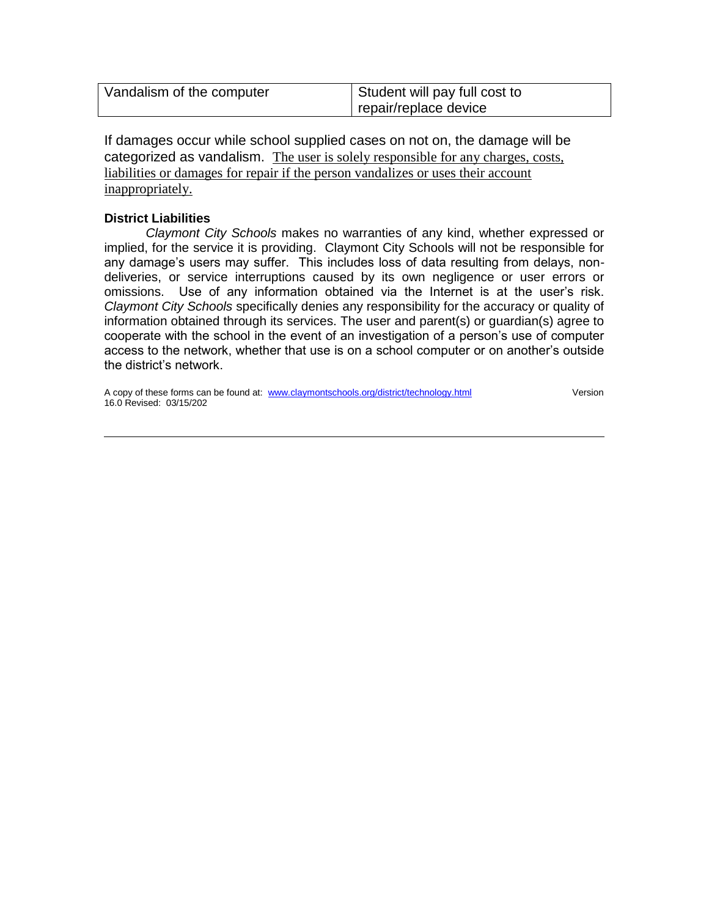| | |
|---|---|
| Vandalism of the computer | Student will pay full cost to repair/replace device |

If damages occur while school supplied cases on not on, the damage will be categorized as vandalism. The user is solely responsible for any charges, costs, liabilities or damages for repair if the person vandalizes or uses their account inappropriately.

**District Liabilities**

*Claymont City Schools* makes no warranties of any kind, whether expressed or implied, for the service it is providing. Claymont City Schools will not be responsible for any damage's users may suffer. This includes loss of data resulting from delays, non-deliveries, or service interruptions caused by its own negligence or user errors or omissions. Use of any information obtained via the Internet is at the user's risk. *Claymont City Schools* specifically denies any responsibility for the accuracy or quality of information obtained through its services. The user and parent(s) or guardian(s) agree to cooperate with the school in the event of an investigation of a person's use of computer access to the network, whether that use is on a school computer or on another's outside the district's network.

A copy of these forms can be found at: www.claymontschools.org/district/technology.html Version 16.0 Revised: 03/15/202